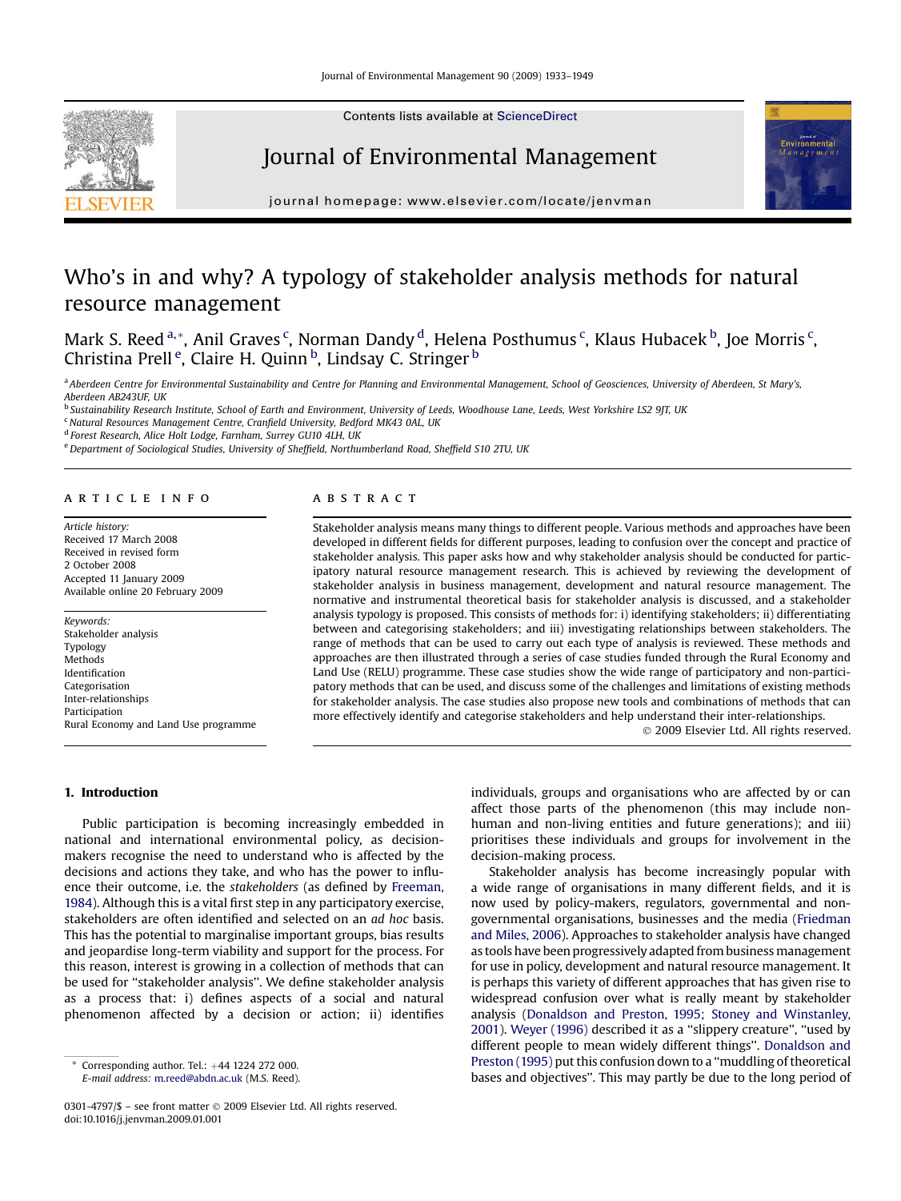Contents lists available at ScienceDirect

# Journal of Environmental Management

journal homepage: www.elsevier.com/locate/jenvman

# Who's in and why? A typology of stakeholder analysis methods for natural resource management

Mark S. Reed [a,*], Anil Graves [c], Norman Dandy [d], Helena Posthumus [c], Klaus Hubacek [b], Joe Morris [c], Christina Prell [e], Claire H. Quinn [b], Lindsay C. Stringer [b]

[a] Aberdeen Centre for Environmental Sustainability and Centre for Planning and Environmental Management, School of Geosciences, University of Aberdeen, St Mary's, Aberdeen AB243UF, UK
[b] Sustainability Research Institute, School of Earth and Environment, University of Leeds, Woodhouse Lane, Leeds, West Yorkshire LS2 9JT, UK
[c] Natural Resources Management Centre, Cranfield University, Bedford MK43 0AL, UK
[d] Forest Research, Alice Holt Lodge, Farnham, Surrey GU10 4LH, UK
[e] Department of Sociological Studies, University of Sheffield, Northumberland Road, Sheffield S10 2TU, UK

## ARTICLE INFO

*Article history:*
Received 17 March 2008
Received in revised form
2 October 2008
Accepted 11 January 2009
Available online 20 February 2009

*Keywords:*
Stakeholder analysis
Typology
Methods
Identification
Categorisation
Inter-relationships
Participation
Rural Economy and Land Use programme

## ABSTRACT

Stakeholder analysis means many things to different people. Various methods and approaches have been developed in different fields for different purposes, leading to confusion over the concept and practice of stakeholder analysis. This paper asks how and why stakeholder analysis should be conducted for participatory natural resource management research. This is achieved by reviewing the development of stakeholder analysis in business management, development and natural resource management. The normative and instrumental theoretical basis for stakeholder analysis is discussed, and a stakeholder analysis typology is proposed. This consists of methods for: i) identifying stakeholders; ii) differentiating between and categorising stakeholders; and iii) investigating relationships between stakeholders. The range of methods that can be used to carry out each type of analysis is reviewed. These methods and approaches are then illustrated through a series of case studies funded through the Rural Economy and Land Use (RELU) programme. These case studies show the wide range of participatory and non-participatory methods that can be used, and discuss some of the challenges and limitations of existing methods for stakeholder analysis. The case studies also propose new tools and combinations of methods that can more effectively identify and categorise stakeholders and help understand their inter-relationships.

© 2009 Elsevier Ltd. All rights reserved.

## 1. Introduction

Public participation is becoming increasingly embedded in national and international environmental policy, as decision-makers recognise the need to understand who is affected by the decisions and actions they take, and who has the power to influence their outcome, i.e. the *stakeholders* (as defined by Freeman, 1984). Although this is a vital first step in any participatory exercise, stakeholders are often identified and selected on an *ad hoc* basis. This has the potential to marginalise important groups, bias results and jeopardise long-term viability and support for the process. For this reason, interest is growing in a collection of methods that can be used for "stakeholder analysis". We define stakeholder analysis as a process that: i) defines aspects of a social and natural phenomenon affected by a decision or action; ii) identifies individuals, groups and organisations who are affected by or can affect those parts of the phenomenon (this may include non-human and non-living entities and future generations); and iii) prioritises these individuals and groups for involvement in the decision-making process.

Stakeholder analysis has become increasingly popular with a wide range of organisations in many different fields, and it is now used by policy-makers, regulators, governmental and non-governmental organisations, businesses and the media (Friedman and Miles, 2006). Approaches to stakeholder analysis have changed as tools have been progressively adapted from business management for use in policy, development and natural resource management. It is perhaps this variety of different approaches that has given rise to widespread confusion over what is really meant by stakeholder analysis (Donaldson and Preston, 1995; Stoney and Winstanley, 2001). Weyer (1996) described it as a "slippery creature", "used by different people to mean widely different things". Donaldson and Preston (1995) put this confusion down to a "muddling of theoretical bases and objectives". This may partly be due to the long period of

\* Corresponding author. Tel.: +44 1224 272 000.
*E-mail address:* m.reed@abdn.ac.uk (M.S. Reed).

0301-4797/$ – see front matter © 2009 Elsevier Ltd. All rights reserved.
doi:10.1016/j.jenvman.2009.01.001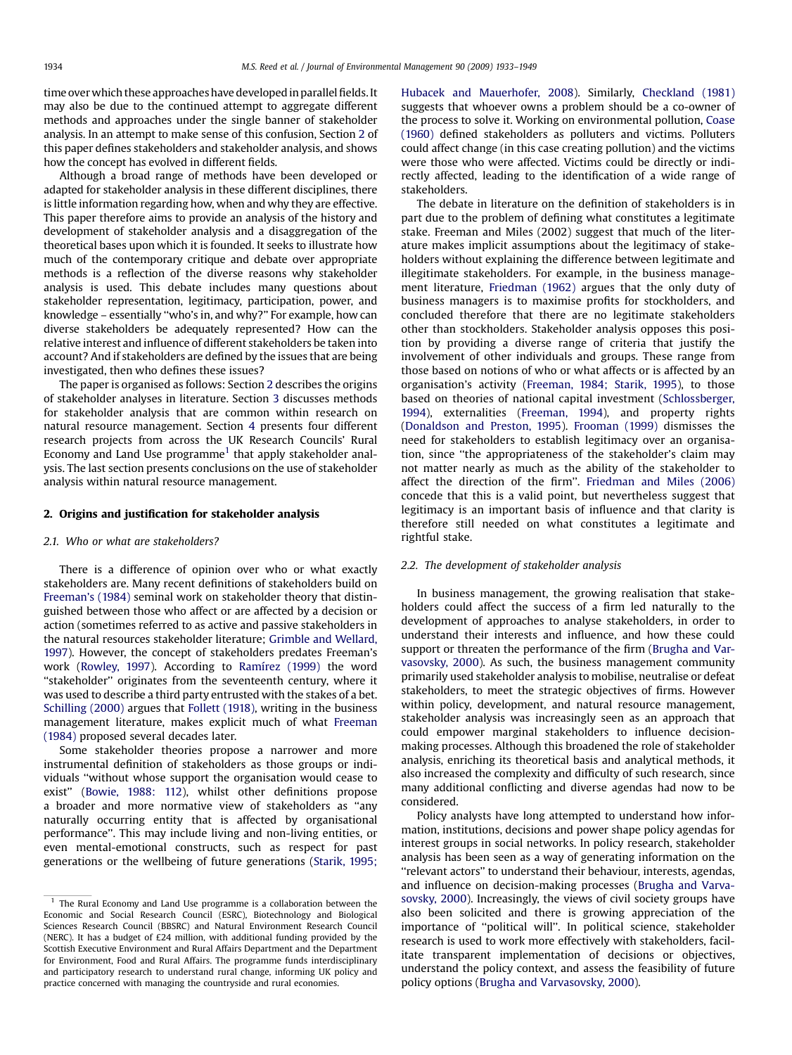time over which these approaches have developed in parallel fields. It may also be due to the continued attempt to aggregate different methods and approaches under the single banner of stakeholder analysis. In an attempt to make sense of this confusion, Section 2 of this paper defines stakeholders and stakeholder analysis, and shows how the concept has evolved in different fields.

Although a broad range of methods have been developed or adapted for stakeholder analysis in these different disciplines, there is little information regarding how, when and why they are effective. This paper therefore aims to provide an analysis of the history and development of stakeholder analysis and a disaggregation of the theoretical bases upon which it is founded. It seeks to illustrate how much of the contemporary critique and debate over appropriate methods is a reflection of the diverse reasons why stakeholder analysis is used. This debate includes many questions about stakeholder representation, legitimacy, participation, power, and knowledge – essentially "who's in, and why?" For example, how can diverse stakeholders be adequately represented? How can the relative interest and influence of different stakeholders be taken into account? And if stakeholders are defined by the issues that are being investigated, then who defines these issues?

The paper is organised as follows: Section 2 describes the origins of stakeholder analyses in literature. Section 3 discusses methods for stakeholder analysis that are common within research on natural resource management. Section 4 presents four different research projects from across the UK Research Councils' Rural Economy and Land Use programme[1] that apply stakeholder analysis. The last section presents conclusions on the use of stakeholder analysis within natural resource management.

## 2. Origins and justification for stakeholder analysis

### 2.1. Who or what are stakeholders?

There is a difference of opinion over who or what exactly stakeholders are. Many recent definitions of stakeholders build on Freeman's (1984) seminal work on stakeholder theory that distinguished between those who affect or are affected by a decision or action (sometimes referred to as active and passive stakeholders in the natural resources stakeholder literature; Grimble and Wellard, 1997). However, the concept of stakeholders predates Freeman's work (Rowley, 1997). According to Ramírez (1999) the word "stakeholder" originates from the seventeenth century, where it was used to describe a third party entrusted with the stakes of a bet. Schilling (2000) argues that Follett (1918), writing in the business management literature, makes explicit much of what Freeman (1984) proposed several decades later.

Some stakeholder theories propose a narrower and more instrumental definition of stakeholders as those groups or individuals "without whose support the organisation would cease to exist" (Bowie, 1988: 112), whilst other definitions propose a broader and more normative view of stakeholders as "any naturally occurring entity that is affected by organisational performance". This may include living and non-living entities, or even mental-emotional constructs, such as respect for past generations or the wellbeing of future generations (Starik, 1995; Hubacek and Mauerhofer, 2008). Similarly, Checkland (1981) suggests that whoever owns a problem should be a co-owner of the process to solve it. Working on environmental pollution, Coase (1960) defined stakeholders as polluters and victims. Polluters could affect change (in this case creating pollution) and the victims were those who were affected. Victims could be directly or indirectly affected, leading to the identification of a wide range of stakeholders.

The debate in literature on the definition of stakeholders is in part due to the problem of defining what constitutes a legitimate stake. Freeman and Miles (2002) suggest that much of the literature makes implicit assumptions about the legitimacy of stakeholders without explaining the difference between legitimate and illegitimate stakeholders. For example, in the business management literature, Friedman (1962) argues that the only duty of business managers is to maximise profits for stockholders, and concluded therefore that there are no legitimate stakeholders other than stockholders. Stakeholder analysis opposes this position by providing a diverse range of criteria that justify the involvement of other individuals and groups. These range from those based on notions of who or what affects or is affected by an organisation's activity (Freeman, 1984; Starik, 1995), to those based on theories of national capital investment (Schlossberger, 1994), externalities (Freeman, 1994), and property rights (Donaldson and Preston, 1995). Frooman (1999) dismisses the need for stakeholders to establish legitimacy over an organisation, since "the appropriateness of the stakeholder's claim may not matter nearly as much as the ability of the stakeholder to affect the direction of the firm". Friedman and Miles (2006) concede that this is a valid point, but nevertheless suggest that legitimacy is an important basis of influence and that clarity is therefore still needed on what constitutes a legitimate and rightful stake.

### 2.2. The development of stakeholder analysis

In business management, the growing realisation that stakeholders could affect the success of a firm led naturally to the development of approaches to analyse stakeholders, in order to understand their interests and influence, and how these could support or threaten the performance of the firm (Brugha and Varvasovsky, 2000). As such, the business management community primarily used stakeholder analysis to mobilise, neutralise or defeat stakeholders, to meet the strategic objectives of firms. However within policy, development, and natural resource management, stakeholder analysis was increasingly seen as an approach that could empower marginal stakeholders to influence decision-making processes. Although this broadened the role of stakeholder analysis, enriching its theoretical basis and analytical methods, it also increased the complexity and difficulty of such research, since many additional conflicting and diverse agendas had now to be considered.

Policy analysts have long attempted to understand how information, institutions, decisions and power shape policy agendas for interest groups in social networks. In policy research, stakeholder analysis has been seen as a way of generating information on the "relevant actors" to understand their behaviour, interests, agendas, and influence on decision-making processes (Brugha and Varvasovsky, 2000). Increasingly, the views of civil society groups have also been solicited and there is growing appreciation of the importance of "political will". In political science, stakeholder research is used to work more effectively with stakeholders, facilitate transparent implementation of decisions or objectives, understand the policy context, and assess the feasibility of future policy options (Brugha and Varvasovsky, 2000).

[1] The Rural Economy and Land Use programme is a collaboration between the Economic and Social Research Council (ESRC), Biotechnology and Biological Sciences Research Council (BBSRC) and Natural Environment Research Council (NERC). It has a budget of £24 million, with additional funding provided by the Scottish Executive Environment and Rural Affairs Department and the Department for Environment, Food and Rural Affairs. The programme funds interdisciplinary and participatory research to understand rural change, informing UK policy and practice concerned with managing the countryside and rural economies.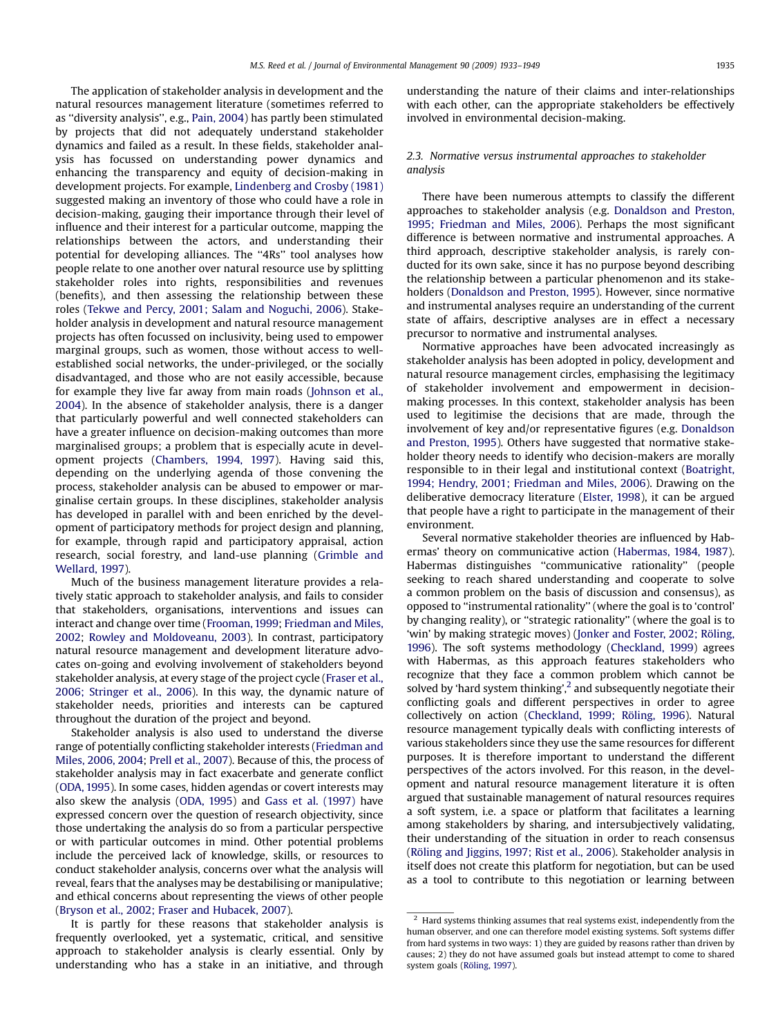The application of stakeholder analysis in development and the natural resources management literature (sometimes referred to as "diversity analysis", e.g., Pain, 2004) has partly been stimulated by projects that did not adequately understand stakeholder dynamics and failed as a result. In these fields, stakeholder analysis has focussed on understanding power dynamics and enhancing the transparency and equity of decision-making in development projects. For example, Lindenberg and Crosby (1981) suggested making an inventory of those who could have a role in decision-making, gauging their importance through their level of influence and their interest for a particular outcome, mapping the relationships between the actors, and understanding their potential for developing alliances. The "4Rs" tool analyses how people relate to one another over natural resource use by splitting stakeholder roles into rights, responsibilities and revenues (benefits), and then assessing the relationship between these roles (Tekwe and Percy, 2001; Salam and Noguchi, 2006). Stakeholder analysis in development and natural resource management projects has often focussed on inclusivity, being used to empower marginal groups, such as women, those without access to well-established social networks, the under-privileged, or the socially disadvantaged, and those who are not easily accessible, because for example they live far away from main roads (Johnson et al., 2004). In the absence of stakeholder analysis, there is a danger that particularly powerful and well connected stakeholders can have a greater influence on decision-making outcomes than more marginalised groups; a problem that is especially acute in development projects (Chambers, 1994, 1997). Having said this, depending on the underlying agenda of those convening the process, stakeholder analysis can be abused to empower or marginalise certain groups. In these disciplines, stakeholder analysis has developed in parallel with and been enriched by the development of participatory methods for project design and planning, for example, through rapid and participatory appraisal, action research, social forestry, and land-use planning (Grimble and Wellard, 1997).

Much of the business management literature provides a relatively static approach to stakeholder analysis, and fails to consider that stakeholders, organisations, interventions and issues can interact and change over time (Frooman, 1999; Friedman and Miles, 2002; Rowley and Moldoveanu, 2003). In contrast, participatory natural resource management and development literature advocates on-going and evolving involvement of stakeholders beyond stakeholder analysis, at every stage of the project cycle (Fraser et al., 2006; Stringer et al., 2006). In this way, the dynamic nature of stakeholder needs, priorities and interests can be captured throughout the duration of the project and beyond.

Stakeholder analysis is also used to understand the diverse range of potentially conflicting stakeholder interests (Friedman and Miles, 2006, 2004; Prell et al., 2007). Because of this, the process of stakeholder analysis may in fact exacerbate and generate conflict (ODA, 1995). In some cases, hidden agendas or covert interests may also skew the analysis (ODA, 1995) and Gass et al. (1997) have expressed concern over the question of research objectivity, since those undertaking the analysis do so from a particular perspective or with particular outcomes in mind. Other potential problems include the perceived lack of knowledge, skills, or resources to conduct stakeholder analysis, concerns over what the analysis will reveal, fears that the analyses may be destabilising or manipulative; and ethical concerns about representing the views of other people (Bryson et al., 2002; Fraser and Hubacek, 2007).

It is partly for these reasons that stakeholder analysis is frequently overlooked, yet a systematic, critical, and sensitive approach to stakeholder analysis is clearly essential. Only by understanding who has a stake in an initiative, and through understanding the nature of their claims and inter-relationships with each other, can the appropriate stakeholders be effectively involved in environmental decision-making.

### 2.3. Normative versus instrumental approaches to stakeholder analysis

There have been numerous attempts to classify the different approaches to stakeholder analysis (e.g. Donaldson and Preston, 1995; Friedman and Miles, 2006). Perhaps the most significant difference is between normative and instrumental approaches. A third approach, descriptive stakeholder analysis, is rarely conducted for its own sake, since it has no purpose beyond describing the relationship between a particular phenomenon and its stakeholders (Donaldson and Preston, 1995). However, since normative and instrumental analyses require an understanding of the current state of affairs, descriptive analyses are in effect a necessary precursor to normative and instrumental analyses.

Normative approaches have been advocated increasingly as stakeholder analysis has been adopted in policy, development and natural resource management circles, emphasising the legitimacy of stakeholder involvement and empowerment in decision-making processes. In this context, stakeholder analysis has been used to legitimise the decisions that are made, through the involvement of key and/or representative figures (e.g. Donaldson and Preston, 1995). Others have suggested that normative stakeholder theory needs to identify who decision-makers are morally responsible to in their legal and institutional context (Boatright, 1994; Hendry, 2001; Friedman and Miles, 2006). Drawing on the deliberative democracy literature (Elster, 1998), it can be argued that people have a right to participate in the management of their environment.

Several normative stakeholder theories are influenced by Habermas' theory on communicative action (Habermas, 1984, 1987). Habermas distinguishes "communicative rationality" (people seeking to reach shared understanding and cooperate to solve a common problem on the basis of discussion and consensus), as opposed to "instrumental rationality" (where the goal is to 'control' by changing reality), or "strategic rationality" (where the goal is to 'win' by making strategic moves) (Jonker and Foster, 2002; Röling, 1996). The soft systems methodology (Checkland, 1999) agrees with Habermas, as this approach features stakeholders who recognize that they face a common problem which cannot be solved by 'hard system thinking',[2] and subsequently negotiate their conflicting goals and different perspectives in order to agree collectively on action (Checkland, 1999; Röling, 1996). Natural resource management typically deals with conflicting interests of various stakeholders since they use the same resources for different purposes. It is therefore important to understand the different perspectives of the actors involved. For this reason, in the development and natural resource management literature it is often argued that sustainable management of natural resources requires a soft system, i.e. a space or platform that facilitates a learning among stakeholders by sharing, and intersubjectively validating, their understanding of the situation in order to reach consensus (Röling and Jiggins, 1997; Rist et al., 2006). Stakeholder analysis in itself does not create this platform for negotiation, but can be used as a tool to contribute to this negotiation or learning between

---

[2] Hard systems thinking assumes that real systems exist, independently from the human observer, and one can therefore model existing systems. Soft systems differ from hard systems in two ways: 1) they are guided by reasons rather than driven by causes; 2) they do not have assumed goals but instead attempt to come to shared system goals (Röling, 1997).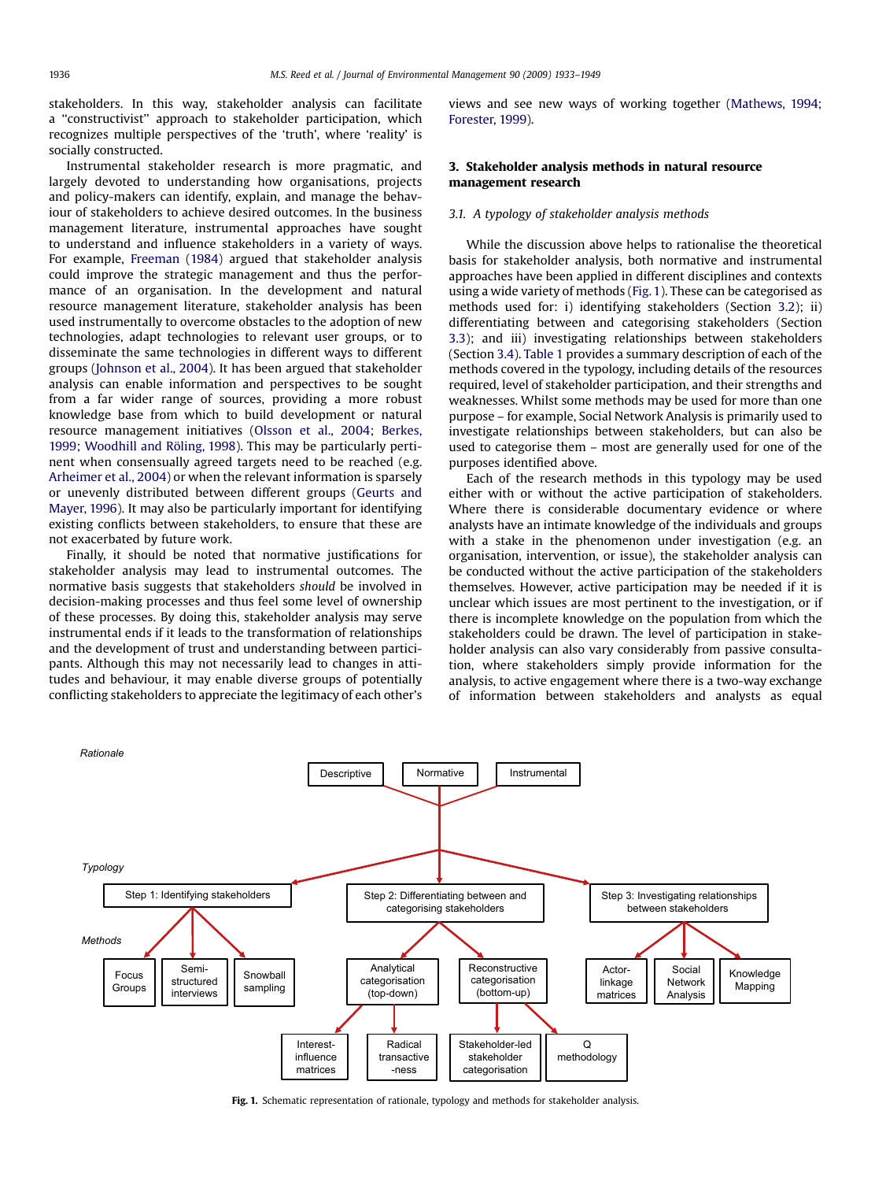stakeholders. In this way, stakeholder analysis can facilitate a "constructivist" approach to stakeholder participation, which recognizes multiple perspectives of the 'truth', where 'reality' is socially constructed.

Instrumental stakeholder research is more pragmatic, and largely devoted to understanding how organisations, projects and policy-makers can identify, explain, and manage the behaviour of stakeholders to achieve desired outcomes. In the business management literature, instrumental approaches have sought to understand and influence stakeholders in a variety of ways. For example, Freeman (1984) argued that stakeholder analysis could improve the strategic management and thus the performance of an organisation. In the development and natural resource management literature, stakeholder analysis has been used instrumentally to overcome obstacles to the adoption of new technologies, adapt technologies to relevant user groups, or to disseminate the same technologies in different ways to different groups (Johnson et al., 2004). It has been argued that stakeholder analysis can enable information and perspectives to be sought from a far wider range of sources, providing a more robust knowledge base from which to build development or natural resource management initiatives (Olsson et al., 2004; Berkes, 1999; Woodhill and Röling, 1998). This may be particularly pertinent when consensually agreed targets need to be reached (e.g. Arheimer et al., 2004) or when the relevant information is sparsely or unevenly distributed between different groups (Geurts and Mayer, 1996). It may also be particularly important for identifying existing conflicts between stakeholders, to ensure that these are not exacerbated by future work.

Finally, it should be noted that normative justifications for stakeholder analysis may lead to instrumental outcomes. The normative basis suggests that stakeholders *should* be involved in decision-making processes and thus feel some level of ownership of these processes. By doing this, stakeholder analysis may serve instrumental ends if it leads to the transformation of relationships and the development of trust and understanding between participants. Although this may not necessarily lead to changes in attitudes and behaviour, it may enable diverse groups of potentially conflicting stakeholders to appreciate the legitimacy of each other's views and see new ways of working together (Mathews, 1994; Forester, 1999).

## 3. Stakeholder analysis methods in natural resource management research

### 3.1. A typology of stakeholder analysis methods

While the discussion above helps to rationalise the theoretical basis for stakeholder analysis, both normative and instrumental approaches have been applied in different disciplines and contexts using a wide variety of methods (Fig. 1). These can be categorised as methods used for: i) identifying stakeholders (Section 3.2); ii) differentiating between and categorising stakeholders (Section 3.3); and iii) investigating relationships between stakeholders (Section 3.4). Table 1 provides a summary description of each of the methods covered in the typology, including details of the resources required, level of stakeholder participation, and their strengths and weaknesses. Whilst some methods may be used for more than one purpose – for example, Social Network Analysis is primarily used to investigate relationships between stakeholders, but can also be used to categorise them – most are generally used for one of the purposes identified above.

Each of the research methods in this typology may be used either with or without the active participation of stakeholders. Where there is considerable documentary evidence or where analysts have an intimate knowledge of the individuals and groups with a stake in the phenomenon under investigation (e.g. an organisation, intervention, or issue), the stakeholder analysis can be conducted without the active participation of the stakeholders themselves. However, active participation may be needed if it is unclear which issues are most pertinent to the investigation, or if there is incomplete knowledge on the population from which the stakeholders could be drawn. The level of participation in stakeholder analysis can also vary considerably from passive consultation, where stakeholders simply provide information for the analysis, to active engagement where there is a two-way exchange of information between stakeholders and analysts as equal

**Fig. 1.** Schematic representation of rationale, typology and methods for stakeholder analysis.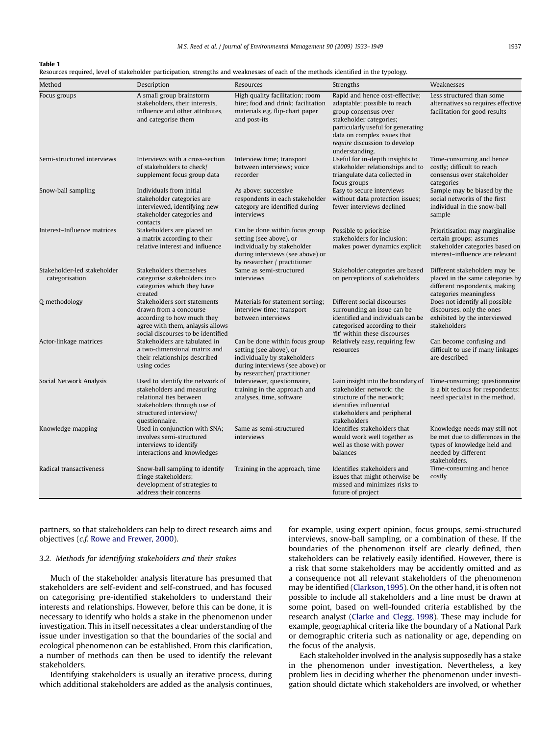**Table 1**
Resources required, level of stakeholder participation, strengths and weaknesses of each of the methods identified in the typology.

| Method | Description | Resources | Strengths | Weaknesses |
|---|---|---|---|---|
| Focus groups | A small group brainstorm stakeholders, their interests, influence and other attributes, and categorise them | High quality facilitation; room hire; food and drink; facilitation materials e.g. flip-chart paper and post-its | Rapid and hence cost-effective; adaptable; possible to reach group consensus over stakeholder categories; particularly useful for generating data on complex issues that *require* discussion to develop understanding. | Less structured than some alternatives so requires effective facilitation for good results |
| Semi-structured interviews | Interviews with a cross-section of stakeholders to check/ supplement focus group data | Interview time; transport between interviews; voice recorder | Useful for in-depth insights to stakeholder relationships and to triangulate data collected in focus groups | Time-consuming and hence costly; difficult to reach consensus over stakeholder categories |
| Snow-ball sampling | Individuals from initial stakeholder categories are interviewed, identifying new stakeholder categories and contacts | As above: successive respondents in each stakeholder category are identified during interviews | Easy to secure interviews without data protection issues; fewer interviews declined | Sample may be biased by the social networks of the first individual in the snow-ball sample |
| Interest–Influence matrices | Stakeholders are placed on a matrix according to their relative interest and influence | Can be done within focus group setting (see above), or individually by stakeholder during interviews (see above) or by researcher / practitioner | Possible to prioritise stakeholders for inclusion; makes power dynamics explicit | Prioritisation may marginalise certain groups; assumes stakeholder categories based on interest–influence are relevant |
| Stakeholder-led stakeholder categorisation | Stakeholders themselves categorise stakeholders into categories which they have created | Same as semi-structured interviews | Stakeholder categories are based on perceptions of stakeholders | Different stakeholders may be placed in the same categories by different respondents, making categories meaningless |
| Q methodology | Stakeholders sort statements drawn from a concourse according to how much they agree with them, anlaysis allows social discourses to be identified | Materials for statement sorting; interview time; transport between interviews | Different social discourses surrounding an issue can be identified and individuals can be categorised according to their 'fit' within these discourses | Does not identify all possible discourses, only the ones exhibited by the interviewed stakeholders |
| Actor-linkage matrices | Stakeholders are tabulated in a two-dimensional matrix and their relationships described using codes | Can be done within focus group setting (see above), or individually by stakeholders during interviews (see above) or by researcher/ practitioner | Relatively easy, requiring few resources | Can become confusing and difficult to use if many linkages are described |
| Social Network Analysis | Used to identify the network of stakeholders and measuring relational ties between stakeholders through use of structured interview/ questionnaire. | Interviewer, questionnaire, training in the approach and analyses, time, software | Gain insight into the boundary of stakeholder network; the structure of the network; identifies influential stakeholders and peripheral stakeholders | Time-consuming; questionnaire is a bit tedious for respondents; need specialist in the method. |
| Knowledge mapping | Used in conjunction with SNA; involves semi-structured interviews to identify interactions and knowledges | Same as semi-structured interviews | Identifies stakeholders that would work well together as well as those with power balances | Knowledge needs may still not be met due to differences in the types of knowledge held and needed by different stakeholders. |
| Radical transactiveness | Snow-ball sampling to identify fringe stakeholders; development of strategies to address their concerns | Training in the approach, time | Identifies stakeholders and issues that might otherwise be missed and minimizes risks to future of project | Time-consuming and hence costly |

partners, so that stakeholders can help to direct research aims and objectives (*c.f.* Rowe and Frewer, 2000).

### 3.2. Methods for identifying stakeholders and their stakes

Much of the stakeholder analysis literature has presumed that stakeholders are self-evident and self-construed, and has focused on categorising pre-identified stakeholders to understand their interests and relationships. However, before this can be done, it is necessary to identify who holds a stake in the phenomenon under investigation. This in itself necessitates a clear understanding of the issue under investigation so that the boundaries of the social and ecological phenomenon can be established. From this clarification, a number of methods can then be used to identify the relevant stakeholders.

Identifying stakeholders is usually an iterative process, during which additional stakeholders are added as the analysis continues, for example, using expert opinion, focus groups, semi-structured interviews, snow-ball sampling, or a combination of these. If the boundaries of the phenomenon itself are clearly defined, then stakeholders can be relatively easily identified. However, there is a risk that some stakeholders may be accidently omitted and as a consequence not all relevant stakeholders of the phenomenon may be identified (Clarkson, 1995). On the other hand, it is often not possible to include all stakeholders and a line must be drawn at some point, based on well-founded criteria established by the research analyst (Clarke and Clegg, 1998). These may include for example, geographical criteria like the boundary of a National Park or demographic criteria such as nationality or age, depending on the focus of the analysis.

Each stakeholder involved in the analysis supposedly has a stake in the phenomenon under investigation. Nevertheless, a key problem lies in deciding whether the phenomenon under investigation should dictate which stakeholders are involved, or whether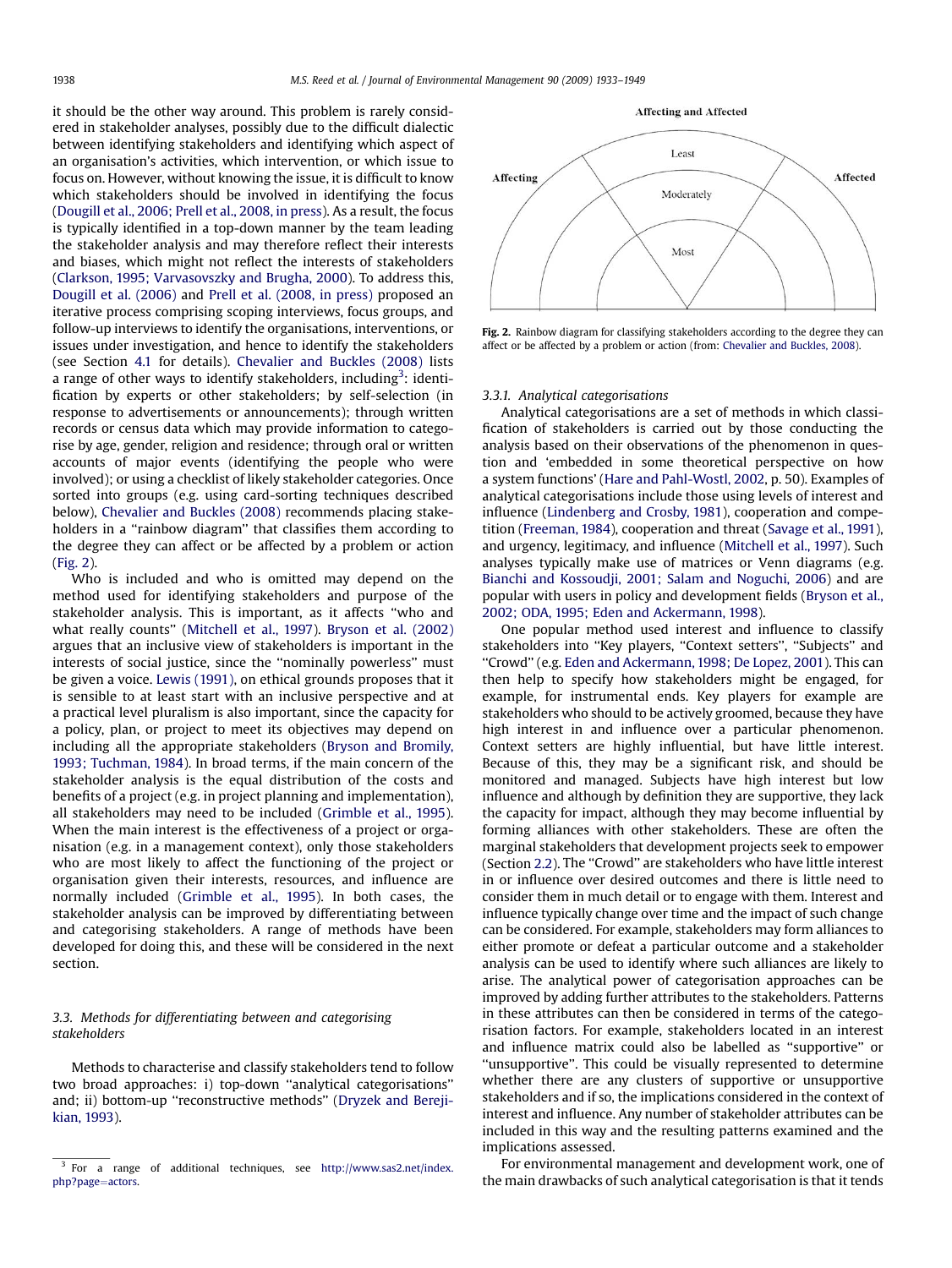it should be the other way around. This problem is rarely considered in stakeholder analyses, possibly due to the difficult dialectic between identifying stakeholders and identifying which aspect of an organisation's activities, which intervention, or which issue to focus on. However, without knowing the issue, it is difficult to know which stakeholders should be involved in identifying the focus (Dougill et al., 2006; Prell et al., 2008, in press). As a result, the focus is typically identified in a top-down manner by the team leading the stakeholder analysis and may therefore reflect their interests and biases, which might not reflect the interests of stakeholders (Clarkson, 1995; Varvasovszky and Brugha, 2000). To address this, Dougill et al. (2006) and Prell et al. (2008, in press) proposed an iterative process comprising scoping interviews, focus groups, and follow-up interviews to identify the organisations, interventions, or issues under investigation, and hence to identify the stakeholders (see Section 4.1 for details). Chevalier and Buckles (2008) lists a range of other ways to identify stakeholders, including[3]: identification by experts or other stakeholders; by self-selection (in response to advertisements or announcements); through written records or census data which may provide information to categorise by age, gender, religion and residence; through oral or written accounts of major events (identifying the people who were involved); or using a checklist of likely stakeholder categories. Once sorted into groups (e.g. using card-sorting techniques described below), Chevalier and Buckles (2008) recommends placing stakeholders in a "rainbow diagram" that classifies them according to the degree they can affect or be affected by a problem or action (Fig. 2).

Who is included and who is omitted may depend on the method used for identifying stakeholders and purpose of the stakeholder analysis. This is important, as it affects "who and what really counts" (Mitchell et al., 1997). Bryson et al. (2002) argues that an inclusive view of stakeholders is important in the interests of social justice, since the "nominally powerless" must be given a voice. Lewis (1991), on ethical grounds proposes that it is sensible to at least start with an inclusive perspective and at a practical level pluralism is also important, since the capacity for a policy, plan, or project to meet its objectives may depend on including all the appropriate stakeholders (Bryson and Bromily, 1993; Tuchman, 1984). In broad terms, if the main concern of the stakeholder analysis is the equal distribution of the costs and benefits of a project (e.g. in project planning and implementation), all stakeholders may need to be included (Grimble et al., 1995). When the main interest is the effectiveness of a project or organisation (e.g. in a management context), only those stakeholders who are most likely to affect the functioning of the project or organisation given their interests, resources, and influence are normally included (Grimble et al., 1995). In both cases, the stakeholder analysis can be improved by differentiating between and categorising stakeholders. A range of methods have been developed for doing this, and these will be considered in the next section.

### 3.3. Methods for differentiating between and categorising stakeholders

Methods to characterise and classify stakeholders tend to follow two broad approaches: i) top-down "analytical categorisations" and; ii) bottom-up "reconstructive methods" (Dryzek and Berejikian, 1993).

[3] For a range of additional techniques, see http://www.sas2.net/index.php?page=actors.

Affecting and Affected

Affecting — Least — Moderately — Most — Affected

Fig. 2. Rainbow diagram for classifying stakeholders according to the degree they can affect or be affected by a problem or action (from: Chevalier and Buckles, 2008).

#### 3.3.1. Analytical categorisations

Analytical categorisations are a set of methods in which classification of stakeholders is carried out by those conducting the analysis based on their observations of the phenomenon in question and 'embedded in some theoretical perspective on how a system functions' (Hare and Pahl-Wostl, 2002, p. 50). Examples of analytical categorisations include those using levels of interest and influence (Lindenberg and Crosby, 1981), cooperation and competition (Freeman, 1984), cooperation and threat (Savage et al., 1991), and urgency, legitimacy, and influence (Mitchell et al., 1997). Such analyses typically make use of matrices or Venn diagrams (e.g. Bianchi and Kossoudji, 2001; Salam and Noguchi, 2006) and are popular with users in policy and development fields (Bryson et al., 2002; ODA, 1995; Eden and Ackermann, 1998).

One popular method used interest and influence to classify stakeholders into "Key players", "Context setters", "Subjects" and "Crowd" (e.g. Eden and Ackermann, 1998; De Lopez, 2001). This can then help to specify how stakeholders might be engaged, for example, for instrumental ends. Key players for example are stakeholders who should to be actively groomed, because they have high interest in and influence over a particular phenomenon. Context setters are highly influential, but have little interest. Because of this, they may be a significant risk, and should be monitored and managed. Subjects have high interest but low influence and although by definition they are supportive, they lack the capacity for impact, although they may become influential by forming alliances with other stakeholders. These are often the marginal stakeholders that development projects seek to empower (Section 2.2). The "Crowd" are stakeholders who have little interest in or influence over desired outcomes and there is little need to consider them in much detail or to engage with them. Interest and influence typically change over time and the impact of such change can be considered. For example, stakeholders may form alliances to either promote or defeat a particular outcome and a stakeholder analysis can be used to identify where such alliances are likely to arise. The analytical power of categorisation approaches can be improved by adding further attributes to the stakeholders. Patterns in these attributes can then be considered in terms of the categorisation factors. For example, stakeholders located in an interest and influence matrix could also be labelled as "supportive" or "unsupportive". This could be visually represented to determine whether there are any clusters of supportive or unsupportive stakeholders and if so, the implications considered in the context of interest and influence. Any number of stakeholder attributes can be included in this way and the resulting patterns examined and the implications assessed.

For environmental management and development work, one of the main drawbacks of such analytical categorisation is that it tends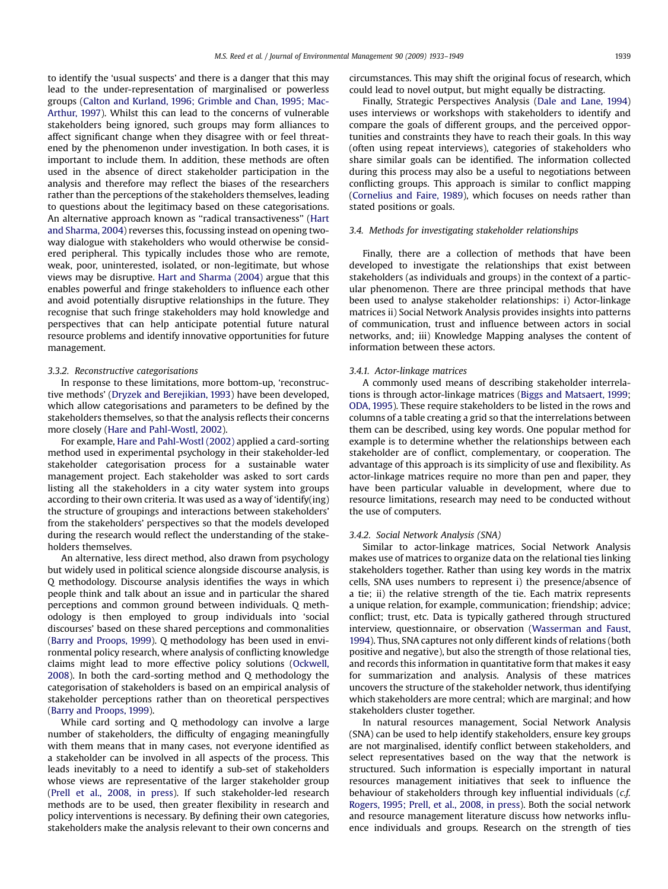to identify the 'usual suspects' and there is a danger that this may lead to the under-representation of marginalised or powerless groups (Calton and Kurland, 1996; Grimble and Chan, 1995; MacArthur, 1997). Whilst this can lead to the concerns of vulnerable stakeholders being ignored, such groups may form alliances to affect significant change when they disagree with or feel threatened by the phenomenon under investigation. In both cases, it is important to include them. In addition, these methods are often used in the absence of direct stakeholder participation in the analysis and therefore may reflect the biases of the researchers rather than the perceptions of the stakeholders themselves, leading to questions about the legitimacy based on these categorisations. An alternative approach known as "radical transactiveness" (Hart and Sharma, 2004) reverses this, focussing instead on opening two-way dialogue with stakeholders who would otherwise be considered peripheral. This typically includes those who are remote, weak, poor, uninterested, isolated, or non-legitimate, but whose views may be disruptive. Hart and Sharma (2004) argue that this enables powerful and fringe stakeholders to influence each other and avoid potentially disruptive relationships in the future. They recognise that such fringe stakeholders may hold knowledge and perspectives that can help anticipate potential future natural resource problems and identify innovative opportunities for future management.

#### 3.3.2. Reconstructive categorisations

In response to these limitations, more bottom-up, 'reconstructive methods' (Dryzek and Berejikian, 1993) have been developed, which allow categorisations and parameters to be defined by the stakeholders themselves, so that the analysis reflects their concerns more closely (Hare and Pahl-Wostl, 2002).

For example, Hare and Pahl-Wostl (2002) applied a card-sorting method used in experimental psychology in their stakeholder-led stakeholder categorisation process for a sustainable water management project. Each stakeholder was asked to sort cards listing all the stakeholders in a city water system into groups according to their own criteria. It was used as a way of 'identify(ing) the structure of groupings and interactions between stakeholders' from the stakeholders' perspectives so that the models developed during the research would reflect the understanding of the stakeholders themselves.

An alternative, less direct method, also drawn from psychology but widely used in political science alongside discourse analysis, is Q methodology. Discourse analysis identifies the ways in which people think and talk about an issue and in particular the shared perceptions and common ground between individuals. Q methodology is then employed to group individuals into 'social discourses' based on these shared perceptions and commonalities (Barry and Proops, 1999). Q methodology has been used in environmental policy research, where analysis of conflicting knowledge claims might lead to more effective policy solutions (Ockwell, 2008). In both the card-sorting method and Q methodology the categorisation of stakeholders is based on an empirical analysis of stakeholder perceptions rather than on theoretical perspectives (Barry and Proops, 1999).

While card sorting and Q methodology can involve a large number of stakeholders, the difficulty of engaging meaningfully with them means that in many cases, not everyone identified as a stakeholder can be involved in all aspects of the process. This leads inevitably to a need to identify a sub-set of stakeholders whose views are representative of the larger stakeholder group (Prell et al., 2008, in press). If such stakeholder-led research methods are to be used, then greater flexibility in research and policy interventions is necessary. By defining their own categories, stakeholders make the analysis relevant to their own concerns and circumstances. This may shift the original focus of research, which could lead to novel output, but might equally be distracting.

Finally, Strategic Perspectives Analysis (Dale and Lane, 1994) uses interviews or workshops with stakeholders to identify and compare the goals of different groups, and the perceived opportunities and constraints they have to reach their goals. In this way (often using repeat interviews), categories of stakeholders who share similar goals can be identified. The information collected during this process may also be a useful to negotiations between conflicting groups. This approach is similar to conflict mapping (Cornelius and Faire, 1989), which focuses on needs rather than stated positions or goals.

### 3.4. Methods for investigating stakeholder relationships

Finally, there are a collection of methods that have been developed to investigate the relationships that exist between stakeholders (as individuals and groups) in the context of a particular phenomenon. There are three principal methods that have been used to analyse stakeholder relationships: i) Actor-linkage matrices ii) Social Network Analysis provides insights into patterns of communication, trust and influence between actors in social networks, and; iii) Knowledge Mapping analyses the content of information between these actors.

#### 3.4.1. Actor-linkage matrices

A commonly used means of describing stakeholder interrelations is through actor-linkage matrices (Biggs and Matsaert, 1999; ODA, 1995). These require stakeholders to be listed in the rows and columns of a table creating a grid so that the interrelations between them can be described, using key words. One popular method for example is to determine whether the relationships between each stakeholder are of conflict, complementary, or cooperation. The advantage of this approach is its simplicity of use and flexibility. As actor-linkage matrices require no more than pen and paper, they have been particular valuable in development, where due to resource limitations, research may need to be conducted without the use of computers.

#### 3.4.2. Social Network Analysis (SNA)

Similar to actor-linkage matrices, Social Network Analysis makes use of matrices to organize data on the relational ties linking stakeholders together. Rather than using key words in the matrix cells, SNA uses numbers to represent i) the presence/absence of a tie; ii) the relative strength of the tie. Each matrix represents a unique relation, for example, communication; friendship; advice; conflict; trust, etc. Data is typically gathered through structured interview, questionnaire, or observation (Wasserman and Faust, 1994). Thus, SNA captures not only different kinds of relations (both positive and negative), but also the strength of those relational ties, and records this information in quantitative form that makes it easy for summarization and analysis. Analysis of these matrices uncovers the structure of the stakeholder network, thus identifying which stakeholders are more central; which are marginal; and how stakeholders cluster together.

In natural resources management, Social Network Analysis (SNA) can be used to help identify stakeholders, ensure key groups are not marginalised, identify conflict between stakeholders, and select representatives based on the way that the network is structured. Such information is especially important in natural resources management initiatives that seek to influence the behaviour of stakeholders through key influential individuals (*c.f.* Rogers, 1995; Prell, et al., 2008, in press). Both the social network and resource management literature discuss how networks influence individuals and groups. Research on the strength of ties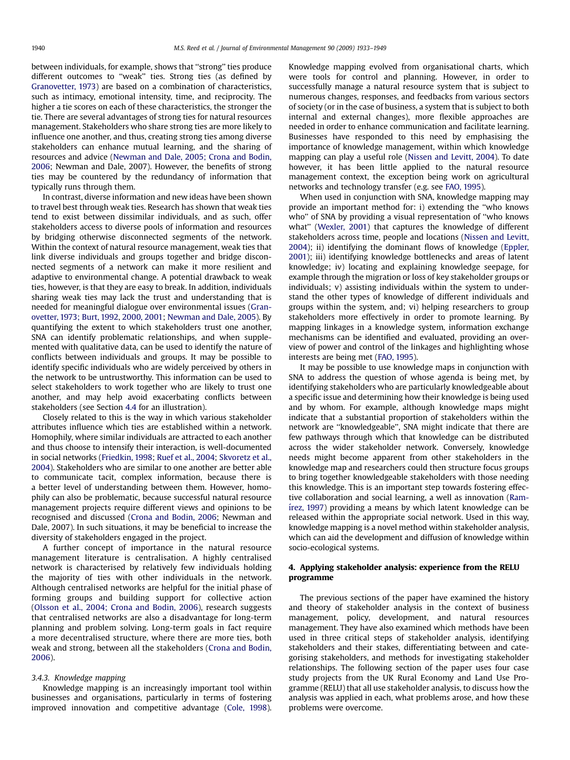between individuals, for example, shows that "strong" ties produce different outcomes to "weak" ties. Strong ties (as defined by Granovetter, 1973) are based on a combination of characteristics, such as intimacy, emotional intensity, time, and reciprocity. The higher a tie scores on each of these characteristics, the stronger the tie. There are several advantages of strong ties for natural resources management. Stakeholders who share strong ties are more likely to influence one another, and thus, creating strong ties among diverse stakeholders can enhance mutual learning, and the sharing of resources and advice (Newman and Dale, 2005; Crona and Bodin, 2006; Newman and Dale, 2007). However, the benefits of strong ties may be countered by the redundancy of information that typically runs through them.

In contrast, diverse information and new ideas have been shown to travel best through weak ties. Research has shown that weak ties tend to exist between dissimilar individuals, and as such, offer stakeholders access to diverse pools of information and resources by bridging otherwise disconnected segments of the network. Within the context of natural resource management, weak ties that link diverse individuals and groups together and bridge disconnected segments of a network can make it more resilient and adaptive to environmental change. A potential drawback to weak ties, however, is that they are easy to break. In addition, individuals sharing weak ties may lack the trust and understanding that is needed for meaningful dialogue over environmental issues (Granovetter, 1973; Burt, 1992, 2000, 2001; Newman and Dale, 2005). By quantifying the extent to which stakeholders trust one another, SNA can identify problematic relationships, and when supplemented with qualitative data, can be used to identify the nature of conflicts between individuals and groups. It may be possible to identify specific individuals who are widely perceived by others in the network to be untrustworthy. This information can be used to select stakeholders to work together who are likely to trust one another, and may help avoid exacerbating conflicts between stakeholders (see Section 4.4 for an illustration).

Closely related to this is the way in which various stakeholder attributes influence which ties are established within a network. Homophily, where similar individuals are attracted to each another and thus choose to intensify their interaction, is well-documented in social networks (Friedkin, 1998; Ruef et al., 2004; Skvoretz et al., 2004). Stakeholders who are similar to one another are better able to communicate tacit, complex information, because there is a better level of understanding between them. However, homophily can also be problematic, because successful natural resource management projects require different views and opinions to be recognised and discussed (Crona and Bodin, 2006; Newman and Dale, 2007). In such situations, it may be beneficial to increase the diversity of stakeholders engaged in the project.

A further concept of importance in the natural resource management literature is centralisation. A highly centralised network is characterised by relatively few individuals holding the majority of ties with other individuals in the network. Although centralised networks are helpful for the initial phase of forming groups and building support for collective action (Olsson et al., 2004; Crona and Bodin, 2006), research suggests that centralised networks are also a disadvantage for long-term planning and problem solving. Long-term goals in fact require a more decentralised structure, where there are more ties, both weak and strong, between all the stakeholders (Crona and Bodin, 2006).

### 3.4.3. Knowledge mapping

Knowledge mapping is an increasingly important tool within businesses and organisations, particularly in terms of fostering improved innovation and competitive advantage (Cole, 1998). Knowledge mapping evolved from organisational charts, which were tools for control and planning. However, in order to successfully manage a natural resource system that is subject to numerous changes, responses, and feedbacks from various sectors of society (or in the case of business, a system that is subject to both internal and external changes), more flexible approaches are needed in order to enhance communication and facilitate learning. Businesses have responded to this need by emphasising the importance of knowledge management, within which knowledge mapping can play a useful role (Nissen and Levitt, 2004). To date however, it has been little applied to the natural resource management context, the exception being work on agricultural networks and technology transfer (e.g. see FAO, 1995).

When used in conjunction with SNA, knowledge mapping may provide an important method for: i) extending the "who knows who" of SNA by providing a visual representation of "who knows what" (Wexler, 2001) that captures the knowledge of different stakeholders across time, people and locations (Nissen and Levitt, 2004); ii) identifying the dominant flows of knowledge (Eppler, 2001); iii) identifying knowledge bottlenecks and areas of latent knowledge; iv) locating and explaining knowledge seepage, for example through the migration or loss of key stakeholder groups or individuals; v) assisting individuals within the system to understand the other types of knowledge of different individuals and groups within the system, and; vi) helping researchers to group stakeholders more effectively in order to promote learning. By mapping linkages in a knowledge system, information exchange mechanisms can be identified and evaluated, providing an overview of power and control of the linkages and highlighting whose interests are being met (FAO, 1995).

It may be possible to use knowledge maps in conjunction with SNA to address the question of whose agenda is being met, by identifying stakeholders who are particularly knowledgeable about a specific issue and determining how their knowledge is being used and by whom. For example, although knowledge maps might indicate that a substantial proportion of stakeholders within the network are "knowledgeable", SNA might indicate that there are few pathways through which that knowledge can be distributed across the wider stakeholder network. Conversely, knowledge needs might become apparent from other stakeholders in the knowledge map and researchers could then structure focus groups to bring together knowledgeable stakeholders with those needing this knowledge. This is an important step towards fostering effective collaboration and social learning, a well as innovation (Ramírez, 1997) providing a means by which latent knowledge can be released within the appropriate social network. Used in this way, knowledge mapping is a novel method within stakeholder analysis, which can aid the development and diffusion of knowledge within socio-ecological systems.

## 4. Applying stakeholder analysis: experience from the RELU programme

The previous sections of the paper have examined the history and theory of stakeholder analysis in the context of business management, policy, development, and natural resources management. They have also examined which methods have been used in three critical steps of stakeholder analysis, identifying stakeholders and their stakes, differentiating between and categorising stakeholders, and methods for investigating stakeholder relationships. The following section of the paper uses four case study projects from the UK Rural Economy and Land Use Programme (RELU) that all use stakeholder analysis, to discuss how the analysis was applied in each, what problems arose, and how these problems were overcome.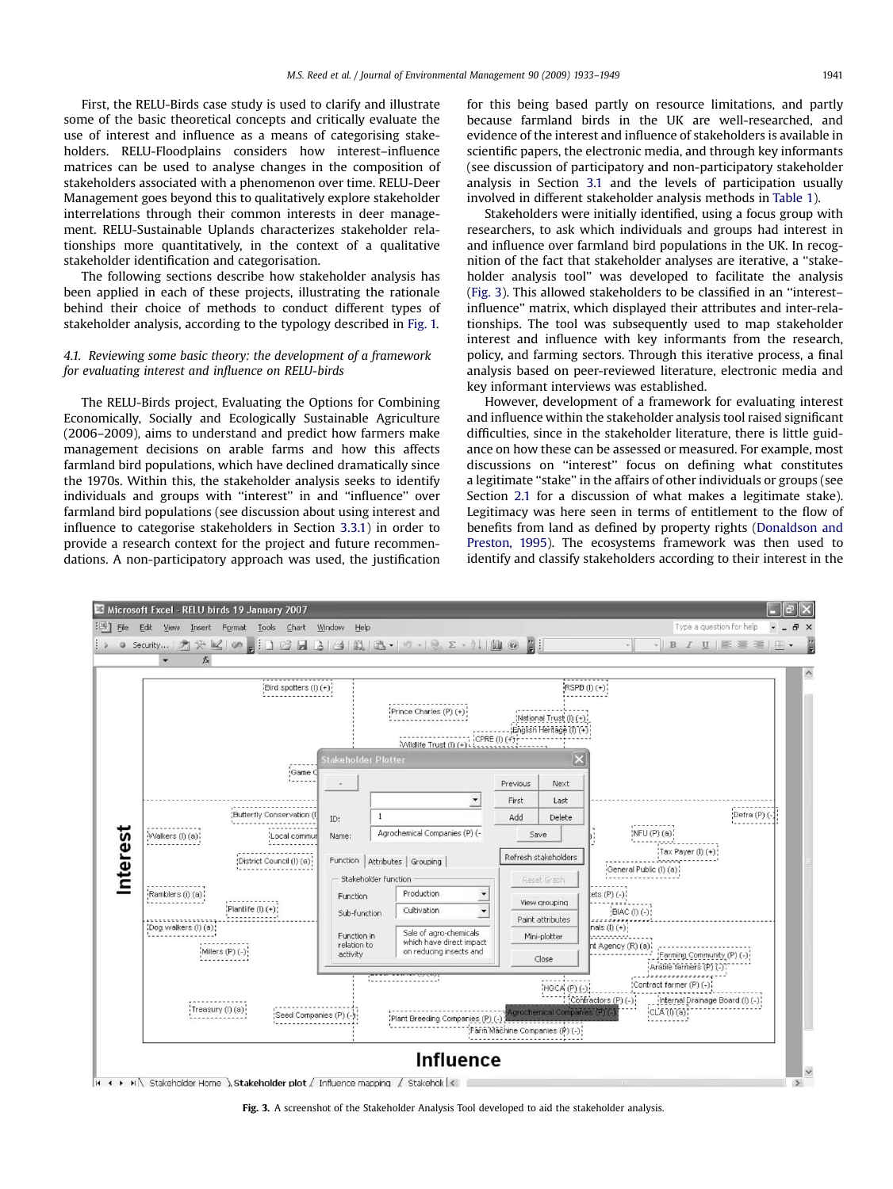First, the RELU-Birds case study is used to clarify and illustrate some of the basic theoretical concepts and critically evaluate the use of interest and influence as a means of categorising stakeholders. RELU-Floodplains considers how interest–influence matrices can be used to analyse changes in the composition of stakeholders associated with a phenomenon over time. RELU-Deer Management goes beyond this to qualitatively explore stakeholder interrelations through their common interests in deer management. RELU-Sustainable Uplands characterizes stakeholder relationships more quantitatively, in the context of a qualitative stakeholder identification and categorisation.

The following sections describe how stakeholder analysis has been applied in each of these projects, illustrating the rationale behind their choice of methods to conduct different types of stakeholder analysis, according to the typology described in Fig. 1.

### 4.1. Reviewing some basic theory: the development of a framework for evaluating interest and influence on RELU-birds

The RELU-Birds project, Evaluating the Options for Combining Economically, Socially and Ecologically Sustainable Agriculture (2006–2009), aims to understand and predict how farmers make management decisions on arable farms and how this affects farmland bird populations, which have declined dramatically since the 1970s. Within this, the stakeholder analysis seeks to identify individuals and groups with "interest" in and "influence" over farmland bird populations (see discussion about using interest and influence to categorise stakeholders in Section 3.3.1) in order to provide a research context for the project and future recommendations. A non-participatory approach was used, the justification for this being based partly on resource limitations, and partly because farmland birds in the UK are well-researched, and evidence of the interest and influence of stakeholders is available in scientific papers, the electronic media, and through key informants (see discussion of participatory and non-participatory stakeholder analysis in Section 3.1 and the levels of participation usually involved in different stakeholder analysis methods in Table 1).

Stakeholders were initially identified, using a focus group with researchers, to ask which individuals and groups had interest in and influence over farmland bird populations in the UK. In recognition of the fact that stakeholder analyses are iterative, a "stakeholder analysis tool" was developed to facilitate the analysis (Fig. 3). This allowed stakeholders to be classified in an "interest–influence" matrix, which displayed their attributes and inter-relationships. The tool was subsequently used to map stakeholder interest and influence with key informants from the research, policy, and farming sectors. Through this iterative process, a final analysis based on peer-reviewed literature, electronic media and key informant interviews was established.

However, development of a framework for evaluating interest and influence within the stakeholder analysis tool raised significant difficulties, since in the stakeholder literature, there is little guidance on how these can be assessed or measured. For example, most discussions on "interest" focus on defining what constitutes a legitimate "stake" in the affairs of other individuals or groups (see Section 2.1 for a discussion of what makes a legitimate stake). Legitimacy was here seen in terms of entitlement to the flow of benefits from land as defined by property rights (Donaldson and Preston, 1995). The ecosystems framework was then used to identify and classify stakeholders according to their interest in the

**Fig. 3.** A screenshot of the Stakeholder Analysis Tool developed to aid the stakeholder analysis.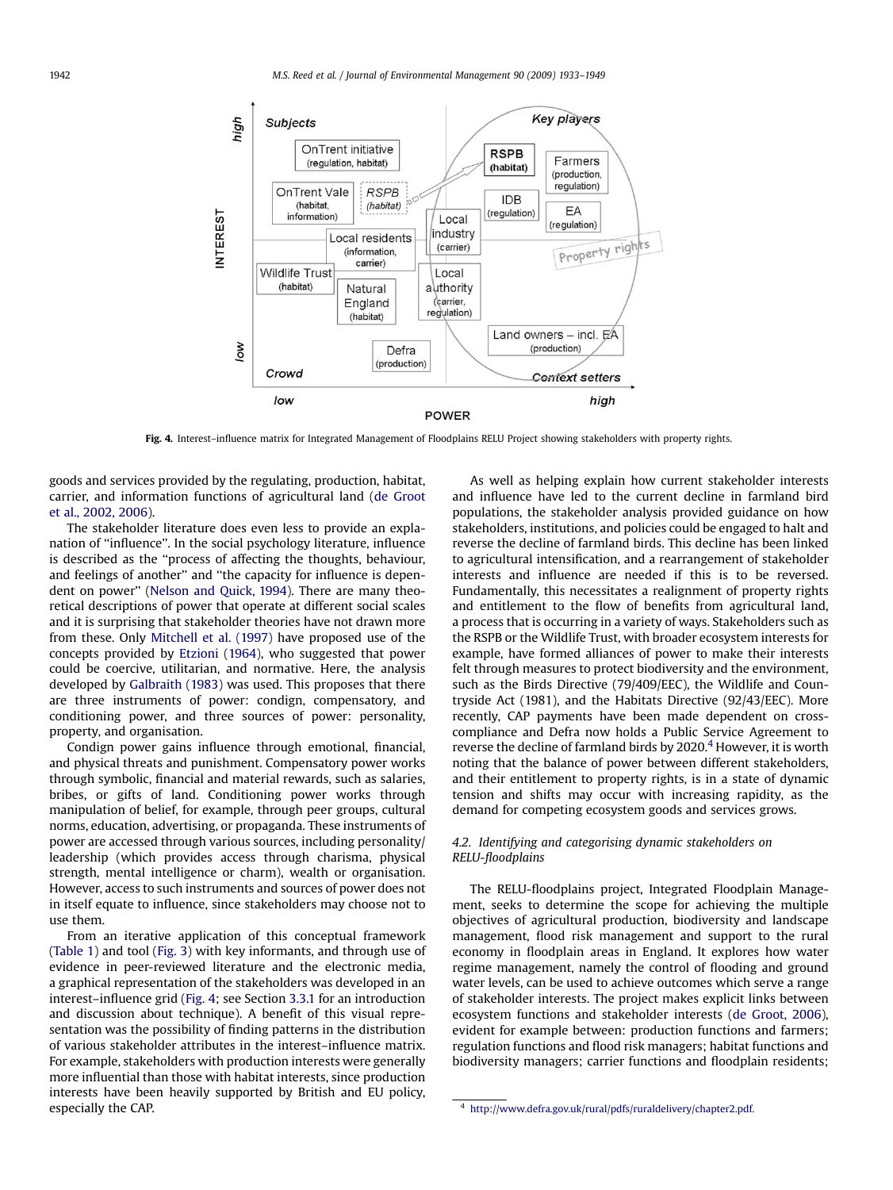Fig. 4. Interest–influence matrix for Integrated Management of Floodplains RELU Project showing stakeholders with property rights.

goods and services provided by the regulating, production, habitat, carrier, and information functions of agricultural land (de Groot et al., 2002, 2006).

The stakeholder literature does even less to provide an explanation of "influence". In the social psychology literature, influence is described as the "process of affecting the thoughts, behaviour, and feelings of another" and "the capacity for influence is dependent on power" (Nelson and Quick, 1994). There are many theoretical descriptions of power that operate at different social scales and it is surprising that stakeholder theories have not drawn more from these. Only Mitchell et al. (1997) have proposed use of the concepts provided by Etzioni (1964), who suggested that power could be coercive, utilitarian, and normative. Here, the analysis developed by Galbraith (1983) was used. This proposes that there are three instruments of power: condign, compensatory, and conditioning power, and three sources of power: personality, property, and organisation.

Condign power gains influence through emotional, financial, and physical threats and punishment. Compensatory power works through symbolic, financial and material rewards, such as salaries, bribes, or gifts of land. Conditioning power works through manipulation of belief, for example, through peer groups, cultural norms, education, advertising, or propaganda. These instruments of power are accessed through various sources, including personality/leadership (which provides access through charisma, physical strength, mental intelligence or charm), wealth or organisation. However, access to such instruments and sources of power does not in itself equate to influence, since stakeholders may choose not to use them.

From an iterative application of this conceptual framework (Table 1) and tool (Fig. 3) with key informants, and through use of evidence in peer-reviewed literature and the electronic media, a graphical representation of the stakeholders was developed in an interest–influence grid (Fig. 4; see Section 3.3.1 for an introduction and discussion about technique). A benefit of this visual representation was the possibility of finding patterns in the distribution of various stakeholder attributes in the interest–influence matrix. For example, stakeholders with production interests were generally more influential than those with habitat interests, since production interests have been heavily supported by British and EU policy, especially the CAP.

As well as helping explain how current stakeholder interests and influence have led to the current decline in farmland bird populations, the stakeholder analysis provided guidance on how stakeholders, institutions, and policies could be engaged to halt and reverse the decline of farmland birds. This decline has been linked to agricultural intensification, and a rearrangement of stakeholder interests and influence are needed if this is to be reversed. Fundamentally, this necessitates a realignment of property rights and entitlement to the flow of benefits from agricultural land, a process that is occurring in a variety of ways. Stakeholders such as the RSPB or the Wildlife Trust, with broader ecosystem interests for example, have formed alliances of power to make their interests felt through measures to protect biodiversity and the environment, such as the Birds Directive (79/409/EEC), the Wildlife and Countryside Act (1981), and the Habitats Directive (92/43/EEC). More recently, CAP payments have been made dependent on cross-compliance and Defra now holds a Public Service Agreement to reverse the decline of farmland birds by 2020.[4] However, it is worth noting that the balance of power between different stakeholders, and their entitlement to property rights, is in a state of dynamic tension and shifts may occur with increasing rapidity, as the demand for competing ecosystem goods and services grows.

### 4.2. Identifying and categorising dynamic stakeholders on RELU-floodplains

The RELU-floodplains project, Integrated Floodplain Management, seeks to determine the scope for achieving the multiple objectives of agricultural production, biodiversity and landscape management, flood risk management and support to the rural economy in floodplain areas in England. It explores how water regime management, namely the control of flooding and ground water levels, can be used to achieve outcomes which serve a range of stakeholder interests. The project makes explicit links between ecosystem functions and stakeholder interests (de Groot, 2006), evident for example between: production functions and farmers; regulation functions and flood risk managers; habitat functions and biodiversity managers; carrier functions and floodplain residents;

[4] http://www.defra.gov.uk/rural/pdfs/ruraldelivery/chapter2.pdf.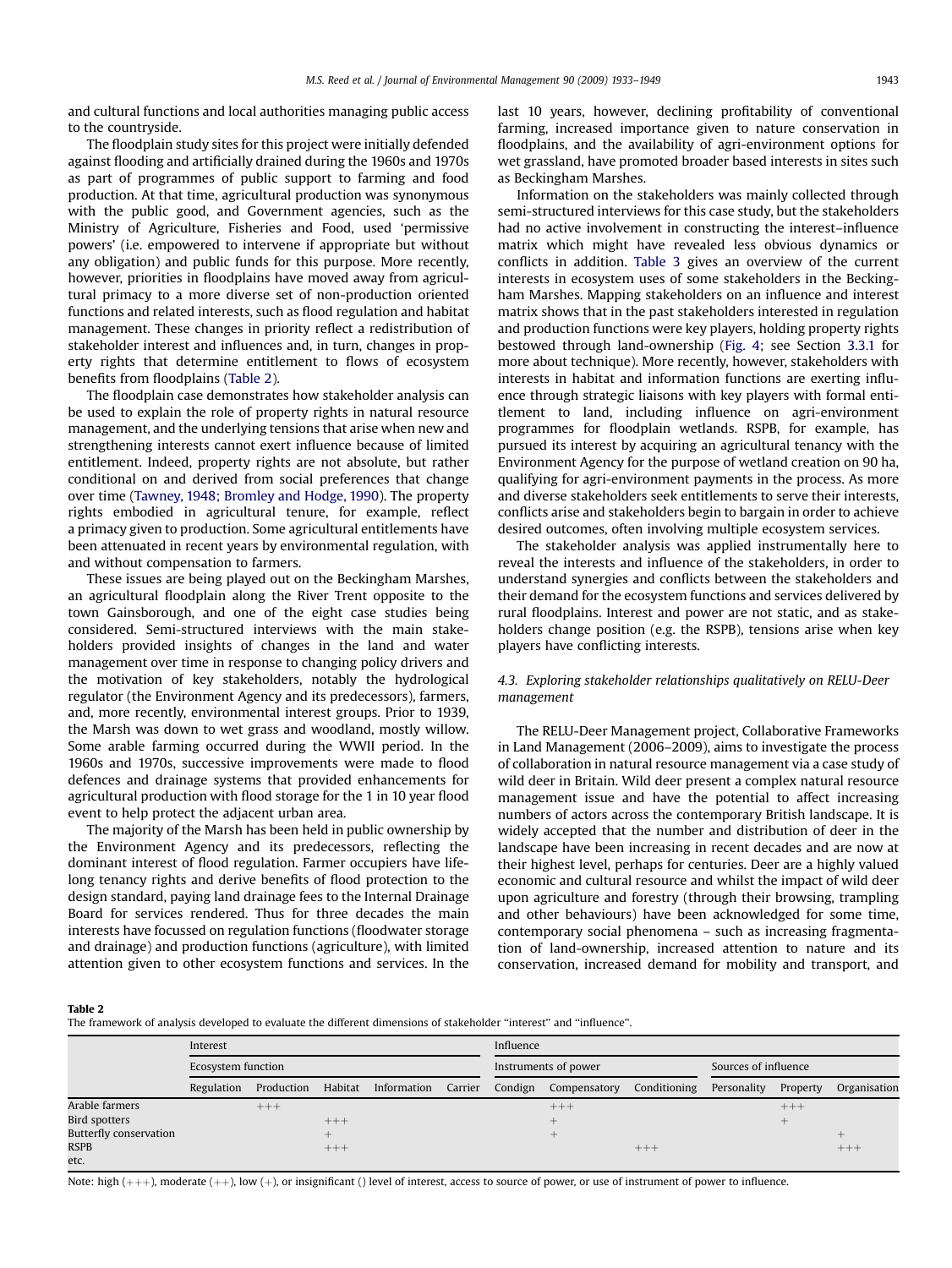and cultural functions and local authorities managing public access to the countryside.

The floodplain study sites for this project were initially defended against flooding and artificially drained during the 1960s and 1970s as part of programmes of public support to farming and food production. At that time, agricultural production was synonymous with the public good, and Government agencies, such as the Ministry of Agriculture, Fisheries and Food, used 'permissive powers' (i.e. empowered to intervene if appropriate but without any obligation) and public funds for this purpose. More recently, however, priorities in floodplains have moved away from agricultural primacy to a more diverse set of non-production oriented functions and related interests, such as flood regulation and habitat management. These changes in priority reflect a redistribution of stakeholder interest and influences and, in turn, changes in property rights that determine entitlement to flows of ecosystem benefits from floodplains (Table 2).

The floodplain case demonstrates how stakeholder analysis can be used to explain the role of property rights in natural resource management, and the underlying tensions that arise when new and strengthening interests cannot exert influence because of limited entitlement. Indeed, property rights are not absolute, but rather conditional on and derived from social preferences that change over time (Tawney, 1948; Bromley and Hodge, 1990). The property rights embodied in agricultural tenure, for example, reflect a primacy given to production. Some agricultural entitlements have been attenuated in recent years by environmental regulation, with and without compensation to farmers.

These issues are being played out on the Beckingham Marshes, an agricultural floodplain along the River Trent opposite to the town Gainsborough, and one of the eight case studies being considered. Semi-structured interviews with the main stakeholders provided insights of changes in the land and water management over time in response to changing policy drivers and the motivation of key stakeholders, notably the hydrological regulator (the Environment Agency and its predecessors), farmers, and, more recently, environmental interest groups. Prior to 1939, the Marsh was down to wet grass and woodland, mostly willow. Some arable farming occurred during the WWII period. In the 1960s and 1970s, successive improvements were made to flood defences and drainage systems that provided enhancements for agricultural production with flood storage for the 1 in 10 year flood event to help protect the adjacent urban area.

The majority of the Marsh has been held in public ownership by the Environment Agency and its predecessors, reflecting the dominant interest of flood regulation. Farmer occupiers have lifelong tenancy rights and derive benefits of flood protection to the design standard, paying land drainage fees to the Internal Drainage Board for services rendered. Thus for three decades the main interests have focussed on regulation functions (floodwater storage and drainage) and production functions (agriculture), with limited attention given to other ecosystem functions and services. In the last 10 years, however, declining profitability of conventional farming, increased importance given to nature conservation in floodplains, and the availability of agri-environment options for wet grassland, have promoted broader based interests in sites such as Beckingham Marshes.

Information on the stakeholders was mainly collected through semi-structured interviews for this case study, but the stakeholders had no active involvement in constructing the interest–influence matrix which might have revealed less obvious dynamics or conflicts in addition. Table 3 gives an overview of the current interests in ecosystem uses of some stakeholders in the Beckingham Marshes. Mapping stakeholders on an influence and interest matrix shows that in the past stakeholders interested in regulation and production functions were key players, holding property rights bestowed through land-ownership (Fig. 4; see Section 3.3.1 for more about technique). More recently, however, stakeholders with interests in habitat and information functions are exerting influence through strategic liaisons with key players with formal entitlement to land, including influence on agri-environment programmes for floodplain wetlands. RSPB, for example, has pursued its interest by acquiring an agricultural tenancy with the Environment Agency for the purpose of wetland creation on 90 ha, qualifying for agri-environment payments in the process. As more and diverse stakeholders seek entitlements to serve their interests, conflicts arise and stakeholders begin to bargain in order to achieve desired outcomes, often involving multiple ecosystem services.

The stakeholder analysis was applied instrumentally here to reveal the interests and influence of the stakeholders, in order to understand synergies and conflicts between the stakeholders and their demand for the ecosystem functions and services delivered by rural floodplains. Interest and power are not static, and as stakeholders change position (e.g. the RSPB), tensions arise when key players have conflicting interests.

### 4.3. Exploring stakeholder relationships qualitatively on RELU-Deer management

The RELU-Deer Management project, Collaborative Frameworks in Land Management (2006–2009), aims to investigate the process of collaboration in natural resource management via a case study of wild deer in Britain. Wild deer present a complex natural resource management issue and have the potential to affect increasing numbers of actors across the contemporary British landscape. It is widely accepted that the number and distribution of deer in the landscape have been increasing in recent decades and are now at their highest level, perhaps for centuries. Deer are a highly valued economic and cultural resource and whilst the impact of wild deer upon agriculture and forestry (through their browsing, trampling and other behaviours) have been acknowledged for some time, contemporary social phenomena – such as increasing fragmentation of land-ownership, increased attention to nature and its conservation, increased demand for mobility and transport, and

**Table 2**
The framework of analysis developed to evaluate the different dimensions of stakeholder "interest" and "influence".

| | Interest | | | | | Influence | | | | | |
|---|---|---|---|---|---|---|---|---|---|---|---|
| | Ecosystem function | | | | | Instruments of power | | | Sources of influence | | |
| | Regulation | Production | Habitat | Information | Carrier | Condign | Compensatory | Conditioning | Personality | Property | Organisation |
| Arable farmers | | +++ | | | | | +++ | | | +++ | |
| Bird spotters | | | +++ | | | | + | | | + | |
| Butterfly conservation | | | + | | | | + | | | | + |
| RSPB | | | +++ | | | | | +++ | | | +++ |
| etc. | | | | | | | | | | | |

Note: high (+++), moderate (++), low (+), or insignificant () level of interest, access to source of power, or use of instrument of power to influence.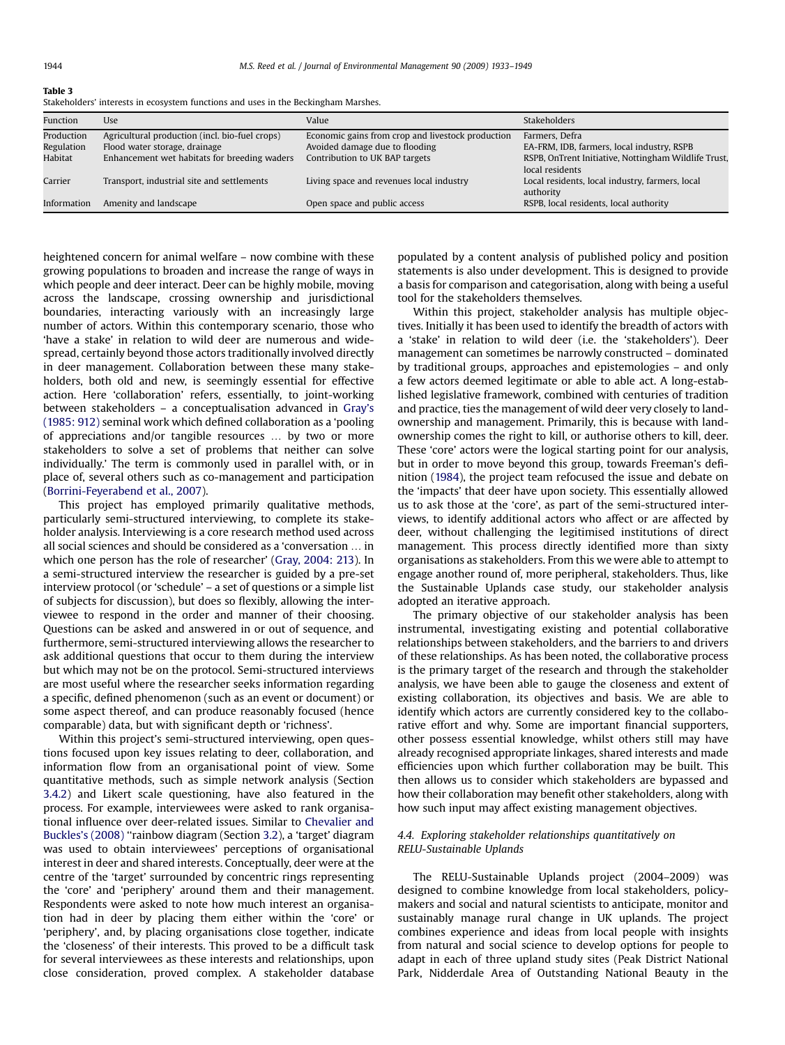**Table 3**
Stakeholders' interests in ecosystem functions and uses in the Beckingham Marshes.

| Function | Use | Value | Stakeholders |
|---|---|---|---|
| Production | Agricultural production (incl. bio-fuel crops) | Economic gains from crop and livestock production | Farmers, Defra |
| Regulation | Flood water storage, drainage | Avoided damage due to flooding | EA-FRM, IDB, farmers, local industry, RSPB |
| Habitat | Enhancement wet habitats for breeding waders | Contribution to UK BAP targets | RSPB, OnTrent Initiative, Nottingham Wildlife Trust, local residents |
| Carrier | Transport, industrial site and settlements | Living space and revenues local industry | Local residents, local industry, farmers, local authority |
| Information | Amenity and landscape | Open space and public access | RSPB, local residents, local authority |

heightened concern for animal welfare – now combine with these growing populations to broaden and increase the range of ways in which people and deer interact. Deer can be highly mobile, moving across the landscape, crossing ownership and jurisdictional boundaries, interacting variously with an increasingly large number of actors. Within this contemporary scenario, those who 'have a stake' in relation to wild deer are numerous and widespread, certainly beyond those actors traditionally involved directly in deer management. Collaboration between these many stakeholders, both old and new, is seemingly essential for effective action. Here 'collaboration' refers, essentially, to joint-working between stakeholders – a conceptualisation advanced in Gray's (1985: 912) seminal work which defined collaboration as a 'pooling of appreciations and/or tangible resources … by two or more stakeholders to solve a set of problems that neither can solve individually.' The term is commonly used in parallel with, or in place of, several others such as co-management and participation (Borrini-Feyerabend et al., 2007).

This project has employed primarily qualitative methods, particularly semi-structured interviewing, to complete its stakeholder analysis. Interviewing is a core research method used across all social sciences and should be considered as a 'conversation … in which one person has the role of researcher' (Gray, 2004: 213). In a semi-structured interview the researcher is guided by a pre-set interview protocol (or 'schedule' – a set of questions or a simple list of subjects for discussion), but does so flexibly, allowing the interviewee to respond in the order and manner of their choosing. Questions can be asked and answered in or out of sequence, and furthermore, semi-structured interviewing allows the researcher to ask additional questions that occur to them during the interview but which may not be on the protocol. Semi-structured interviews are most useful where the researcher seeks information regarding a specific, defined phenomenon (such as an event or document) or some aspect thereof, and can produce reasonably focused (hence comparable) data, but with significant depth or 'richness'.

Within this project's semi-structured interviewing, open questions focused upon key issues relating to deer, collaboration, and information flow from an organisational point of view. Some quantitative methods, such as simple network analysis (Section 3.4.2) and Likert scale questioning, have also featured in the process. For example, interviewees were asked to rank organisational influence over deer-related issues. Similar to Chevalier and Buckles's (2008) "rainbow diagram (Section 3.2), a 'target' diagram was used to obtain interviewees' perceptions of organisational interest in deer and shared interests. Conceptually, deer were at the centre of the 'target' surrounded by concentric rings representing the 'core' and 'periphery' around them and their management. Respondents were asked to note how much interest an organisation had in deer by placing them either within the 'core' or 'periphery', and, by placing organisations close together, indicate the 'closeness' of their interests. This proved to be a difficult task for several interviewees as these interests and relationships, upon close consideration, proved complex. A stakeholder database populated by a content analysis of published policy and position statements is also under development. This is designed to provide a basis for comparison and categorisation, along with being a useful tool for the stakeholders themselves.

Within this project, stakeholder analysis has multiple objectives. Initially it has been used to identify the breadth of actors with a 'stake' in relation to wild deer (i.e. the 'stakeholders'). Deer management can sometimes be narrowly constructed – dominated by traditional groups, approaches and epistemologies – and only a few actors deemed legitimate or able to able act. A long-established legislative framework, combined with centuries of tradition and practice, ties the management of wild deer very closely to landownership and management. Primarily, this is because with landownership comes the right to kill, or authorise others to kill, deer. These 'core' actors were the logical starting point for our analysis, but in order to move beyond this group, towards Freeman's definition (1984), the project team refocused the issue and debate on the 'impacts' that deer have upon society. This essentially allowed us to ask those at the 'core', as part of the semi-structured interviews, to identify additional actors who affect or are affected by deer, without challenging the legitimised institutions of direct management. This process directly identified more than sixty organisations as stakeholders. From this we were able to attempt to engage another round of, more peripheral, stakeholders. Thus, like the Sustainable Uplands case study, our stakeholder analysis adopted an iterative approach.

The primary objective of our stakeholder analysis has been instrumental, investigating existing and potential collaborative relationships between stakeholders, and the barriers to and drivers of these relationships. As has been noted, the collaborative process is the primary target of the research and through the stakeholder analysis, we have been able to gauge the closeness and extent of existing collaboration, its objectives and basis. We are able to identify which actors are currently considered key to the collaborative effort and why. Some are important financial supporters, other possess essential knowledge, whilst others still may have already recognised appropriate linkages, shared interests and made efficiencies upon which further collaboration may be built. This then allows us to consider which stakeholders are bypassed and how their collaboration may benefit other stakeholders, along with how such input may affect existing management objectives.

### 4.4. Exploring stakeholder relationships quantitatively on RELU-Sustainable Uplands

The RELU-Sustainable Uplands project (2004–2009) was designed to combine knowledge from local stakeholders, policymakers and social and natural scientists to anticipate, monitor and sustainably manage rural change in UK uplands. The project combines experience and ideas from local people with insights from natural and social science to develop options for people to adapt in each of three upland study sites (Peak District National Park, Nidderdale Area of Outstanding National Beauty in the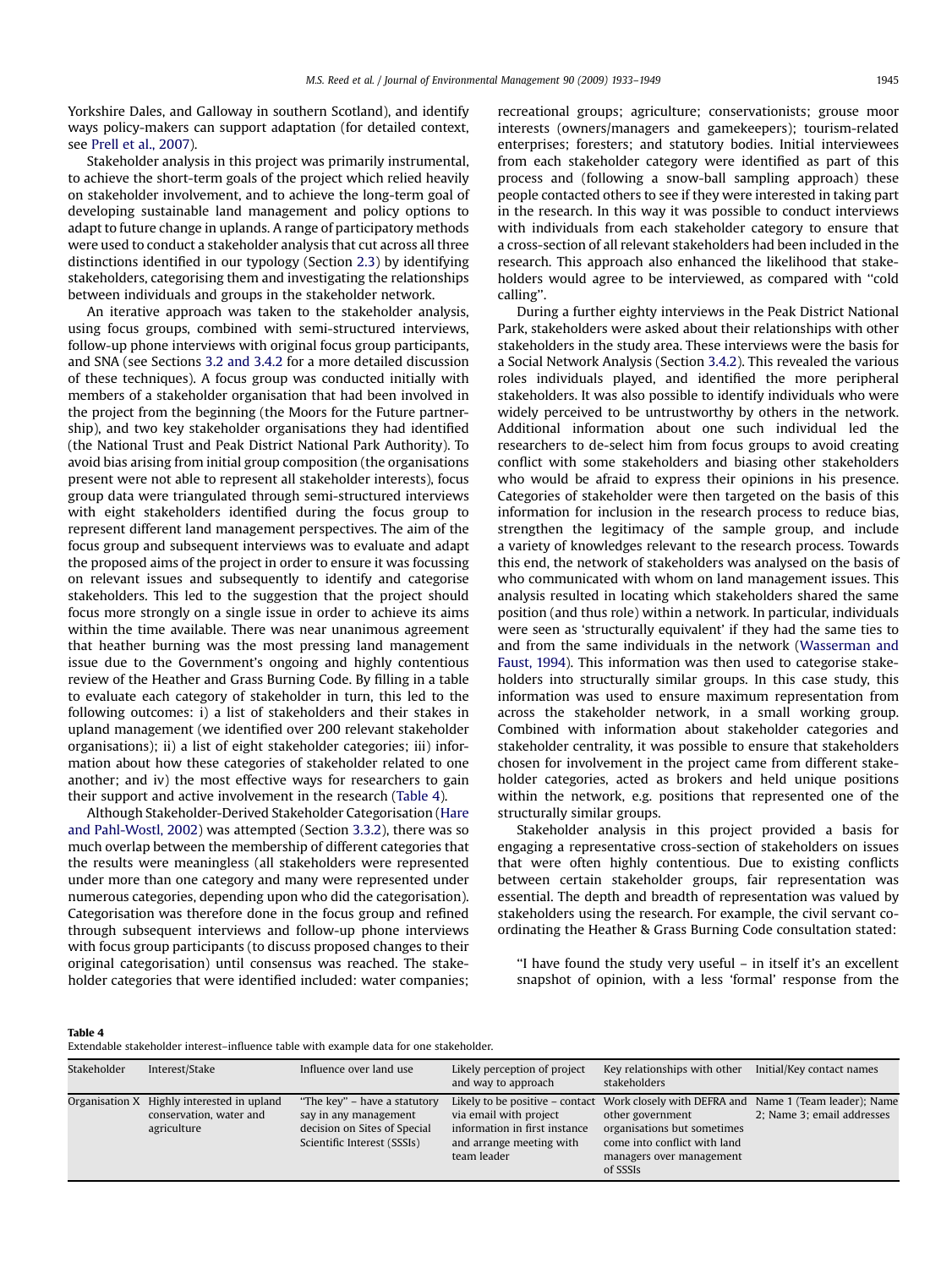Yorkshire Dales, and Galloway in southern Scotland), and identify ways policy-makers can support adaptation (for detailed context, see Prell et al., 2007).

Stakeholder analysis in this project was primarily instrumental, to achieve the short-term goals of the project which relied heavily on stakeholder involvement, and to achieve the long-term goal of developing sustainable land management and policy options to adapt to future change in uplands. A range of participatory methods were used to conduct a stakeholder analysis that cut across all three distinctions identified in our typology (Section 2.3) by identifying stakeholders, categorising them and investigating the relationships between individuals and groups in the stakeholder network.

An iterative approach was taken to the stakeholder analysis, using focus groups, combined with semi-structured interviews, follow-up phone interviews with original focus group participants, and SNA (see Sections 3.2 and 3.4.2 for a more detailed discussion of these techniques). A focus group was conducted initially with members of a stakeholder organisation that had been involved in the project from the beginning (the Moors for the Future partnership), and two key stakeholder organisations they had identified (the National Trust and Peak District National Park Authority). To avoid bias arising from initial group composition (the organisations present were not able to represent all stakeholder interests), focus group data were triangulated through semi-structured interviews with eight stakeholders identified during the focus group to represent different land management perspectives. The aim of the focus group and subsequent interviews was to evaluate and adapt the proposed aims of the project in order to ensure it was focussing on relevant issues and subsequently to identify and categorise stakeholders. This led to the suggestion that the project should focus more strongly on a single issue in order to achieve its aims within the time available. There was near unanimous agreement that heather burning was the most pressing land management issue due to the Government's ongoing and highly contentious review of the Heather and Grass Burning Code. By filling in a table to evaluate each category of stakeholder in turn, this led to the following outcomes: i) a list of stakeholders and their stakes in upland management (we identified over 200 relevant stakeholder organisations); ii) a list of eight stakeholder categories; iii) information about how these categories of stakeholder related to one another; and iv) the most effective ways for researchers to gain their support and active involvement in the research (Table 4).

Although Stakeholder-Derived Stakeholder Categorisation (Hare and Pahl-Wostl, 2002) was attempted (Section 3.3.2), there was so much overlap between the membership of different categories that the results were meaningless (all stakeholders were represented under more than one category and many were represented under numerous categories, depending upon who did the categorisation). Categorisation was therefore done in the focus group and refined through subsequent interviews and follow-up phone interviews with focus group participants (to discuss proposed changes to their original categorisation) until consensus was reached. The stakeholder categories that were identified included: water companies; recreational groups; agriculture; conservationists; grouse moor interests (owners/managers and gamekeepers); tourism-related enterprises; foresters; and statutory bodies. Initial interviewees from each stakeholder category were identified as part of this process and (following a snow-ball sampling approach) these people contacted others to see if they were interested in taking part in the research. In this way it was possible to conduct interviews with individuals from each stakeholder category to ensure that a cross-section of all relevant stakeholders had been included in the research. This approach also enhanced the likelihood that stakeholders would agree to be interviewed, as compared with "cold calling".

During a further eighty interviews in the Peak District National Park, stakeholders were asked about their relationships with other stakeholders in the study area. These interviews were the basis for a Social Network Analysis (Section 3.4.2). This revealed the various roles individuals played, and identified the more peripheral stakeholders. It was also possible to identify individuals who were widely perceived to be untrustworthy by others in the network. Additional information about one such individual led the researchers to de-select him from focus groups to avoid creating conflict with some stakeholders and biasing other stakeholders who would be afraid to express their opinions in his presence. Categories of stakeholder were then targeted on the basis of this information for inclusion in the research process to reduce bias, strengthen the legitimacy of the sample group, and include a variety of knowledges relevant to the research process. Towards this end, the network of stakeholders was analysed on the basis of who communicated with whom on land management issues. This analysis resulted in locating which stakeholders shared the same position (and thus role) within a network. In particular, individuals were seen as 'structurally equivalent' if they had the same ties to and from the same individuals in the network (Wasserman and Faust, 1994). This information was then used to categorise stakeholders into structurally similar groups. In this case study, this information was used to ensure maximum representation from across the stakeholder network, in a small working group. Combined with information about stakeholder categories and stakeholder centrality, it was possible to ensure that stakeholders chosen for involvement in the project came from different stakeholder categories, acted as brokers and held unique positions within the network, e.g. positions that represented one of the structurally similar groups.

Stakeholder analysis in this project provided a basis for engaging a representative cross-section of stakeholders on issues that were often highly contentious. Due to existing conflicts between certain stakeholder groups, fair representation was essential. The depth and breadth of representation was valued by stakeholders using the research. For example, the civil servant co-ordinating the Heather & Grass Burning Code consultation stated:

> "I have found the study very useful – in itself it's an excellent snapshot of opinion, with a less 'formal' response from the

**Table 4**
Extendable stakeholder interest–influence table with example data for one stakeholder.

| Stakeholder | Interest/Stake | Influence over land use | Likely perception of project and way to approach | Key relationships with other stakeholders | Initial/Key contact names |
|---|---|---|---|---|---|
| Organisation X | Highly interested in upland conservation, water and agriculture | "The key" – have a statutory say in any management decision on Sites of Special Scientific Interest (SSSIs) | Likely to be positive – contact via email with project information in first instance and arrange meeting with team leader | Work closely with DEFRA and other government organisations but sometimes come into conflict with land managers over management of SSSIs | Name 1 (Team leader); Name 2; Name 3; email addresses |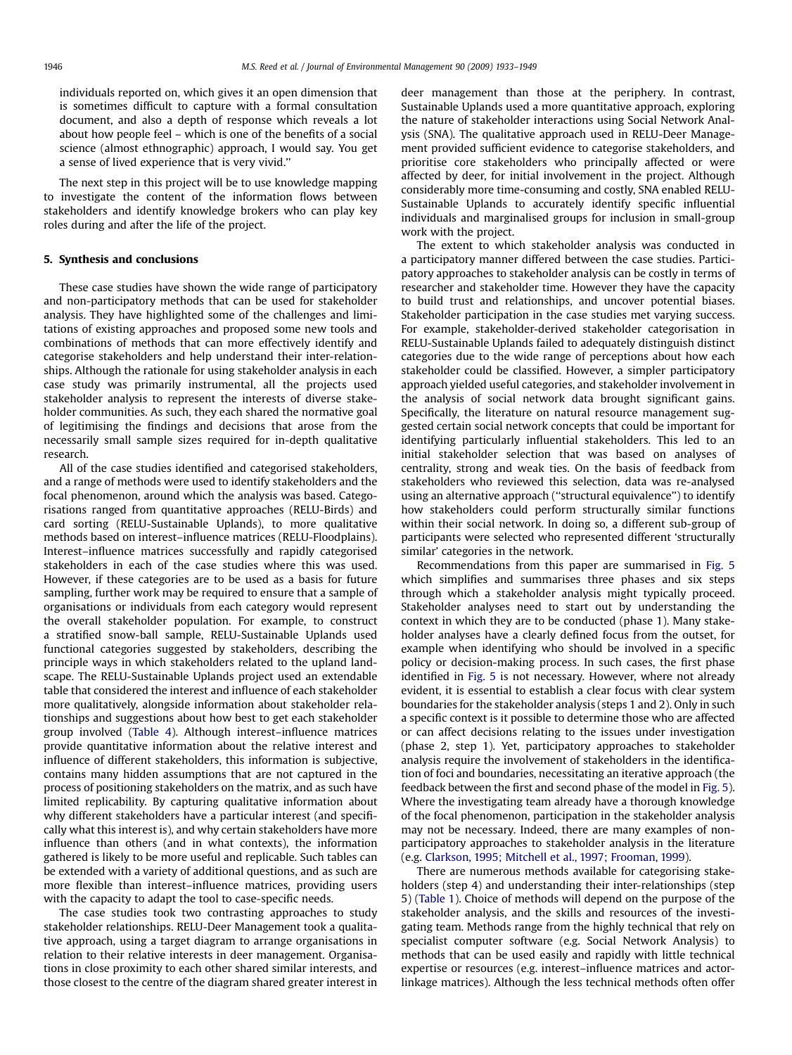individuals reported on, which gives it an open dimension that is sometimes difficult to capture with a formal consultation document, and also a depth of response which reveals a lot about how people feel – which is one of the benefits of a social science (almost ethnographic) approach, I would say. You get a sense of lived experience that is very vivid."

The next step in this project will be to use knowledge mapping to investigate the content of the information flows between stakeholders and identify knowledge brokers who can play key roles during and after the life of the project.

## 5. Synthesis and conclusions

These case studies have shown the wide range of participatory and non-participatory methods that can be used for stakeholder analysis. They have highlighted some of the challenges and limitations of existing approaches and proposed some new tools and combinations of methods that can more effectively identify and categorise stakeholders and help understand their inter-relationships. Although the rationale for using stakeholder analysis in each case study was primarily instrumental, all the projects used stakeholder analysis to represent the interests of diverse stakeholder communities. As such, they each shared the normative goal of legitimising the findings and decisions that arose from the necessarily small sample sizes required for in-depth qualitative research.

All of the case studies identified and categorised stakeholders, and a range of methods were used to identify stakeholders and the focal phenomenon, around which the analysis was based. Categorisations ranged from quantitative approaches (RELU-Birds) and card sorting (RELU-Sustainable Uplands), to more qualitative methods based on interest–influence matrices (RELU-Floodplains). Interest–influence matrices successfully and rapidly categorised stakeholders in each of the case studies where this was used. However, if these categories are to be used as a basis for future sampling, further work may be required to ensure that a sample of organisations or individuals from each category would represent the overall stakeholder population. For example, to construct a stratified snow-ball sample, RELU-Sustainable Uplands used functional categories suggested by stakeholders, describing the principle ways in which stakeholders related to the upland landscape. The RELU-Sustainable Uplands project used an extendable table that considered the interest and influence of each stakeholder more qualitatively, alongside information about stakeholder relationships and suggestions about how best to get each stakeholder group involved (Table 4). Although interest–influence matrices provide quantitative information about the relative interest and influence of different stakeholders, this information is subjective, contains many hidden assumptions that are not captured in the process of positioning stakeholders on the matrix, and as such have limited replicability. By capturing qualitative information about why different stakeholders have a particular interest (and specifically what this interest is), and why certain stakeholders have more influence than others (and in what contexts), the information gathered is likely to be more useful and replicable. Such tables can be extended with a variety of additional questions, and as such are more flexible than interest–influence matrices, providing users with the capacity to adapt the tool to case-specific needs.

The case studies took two contrasting approaches to study stakeholder relationships. RELU-Deer Management took a qualitative approach, using a target diagram to arrange organisations in relation to their relative interests in deer management. Organisations in close proximity to each other shared similar interests, and those closest to the centre of the diagram shared greater interest in deer management than those at the periphery. In contrast, Sustainable Uplands used a more quantitative approach, exploring the nature of stakeholder interactions using Social Network Analysis (SNA). The qualitative approach used in RELU-Deer Management provided sufficient evidence to categorise stakeholders, and prioritise core stakeholders who principally affected or were affected by deer, for initial involvement in the project. Although considerably more time-consuming and costly, SNA enabled RELU-Sustainable Uplands to accurately identify specific influential individuals and marginalised groups for inclusion in small-group work with the project.

The extent to which stakeholder analysis was conducted in a participatory manner differed between the case studies. Participatory approaches to stakeholder analysis can be costly in terms of researcher and stakeholder time. However they have the capacity to build trust and relationships, and uncover potential biases. Stakeholder participation in the case studies met varying success. For example, stakeholder-derived stakeholder categorisation in RELU-Sustainable Uplands failed to adequately distinguish distinct categories due to the wide range of perceptions about how each stakeholder could be classified. However, a simpler participatory approach yielded useful categories, and stakeholder involvement in the analysis of social network data brought significant gains. Specifically, the literature on natural resource management suggested certain social network concepts that could be important for identifying particularly influential stakeholders. This led to an initial stakeholder selection that was based on analyses of centrality, strong and weak ties. On the basis of feedback from stakeholders who reviewed this selection, data was re-analysed using an alternative approach ("structural equivalence") to identify how stakeholders could perform structurally similar functions within their social network. In doing so, a different sub-group of participants were selected who represented different 'structurally similar' categories in the network.

Recommendations from this paper are summarised in Fig. 5 which simplifies and summarises three phases and six steps through which a stakeholder analysis might typically proceed. Stakeholder analyses need to start out by understanding the context in which they are to be conducted (phase 1). Many stakeholder analyses have a clearly defined focus from the outset, for example when identifying who should be involved in a specific policy or decision-making process. In such cases, the first phase identified in Fig. 5 is not necessary. However, where not already evident, it is essential to establish a clear focus with clear system boundaries for the stakeholder analysis (steps 1 and 2). Only in such a specific context is it possible to determine those who are affected or can affect decisions relating to the issues under investigation (phase 2, step 1). Yet, participatory approaches to stakeholder analysis require the involvement of stakeholders in the identification of foci and boundaries, necessitating an iterative approach (the feedback between the first and second phase of the model in Fig. 5). Where the investigating team already have a thorough knowledge of the focal phenomenon, participation in the stakeholder analysis may not be necessary. Indeed, there are many examples of non-participatory approaches to stakeholder analysis in the literature (e.g. Clarkson, 1995; Mitchell et al., 1997; Frooman, 1999).

There are numerous methods available for categorising stakeholders (step 4) and understanding their inter-relationships (step 5) (Table 1). Choice of methods will depend on the purpose of the stakeholder analysis, and the skills and resources of the investigating team. Methods range from the highly technical that rely on specialist computer software (e.g. Social Network Analysis) to methods that can be used easily and rapidly with little technical expertise or resources (e.g. interest–influence matrices and actor-linkage matrices). Although the less technical methods often offer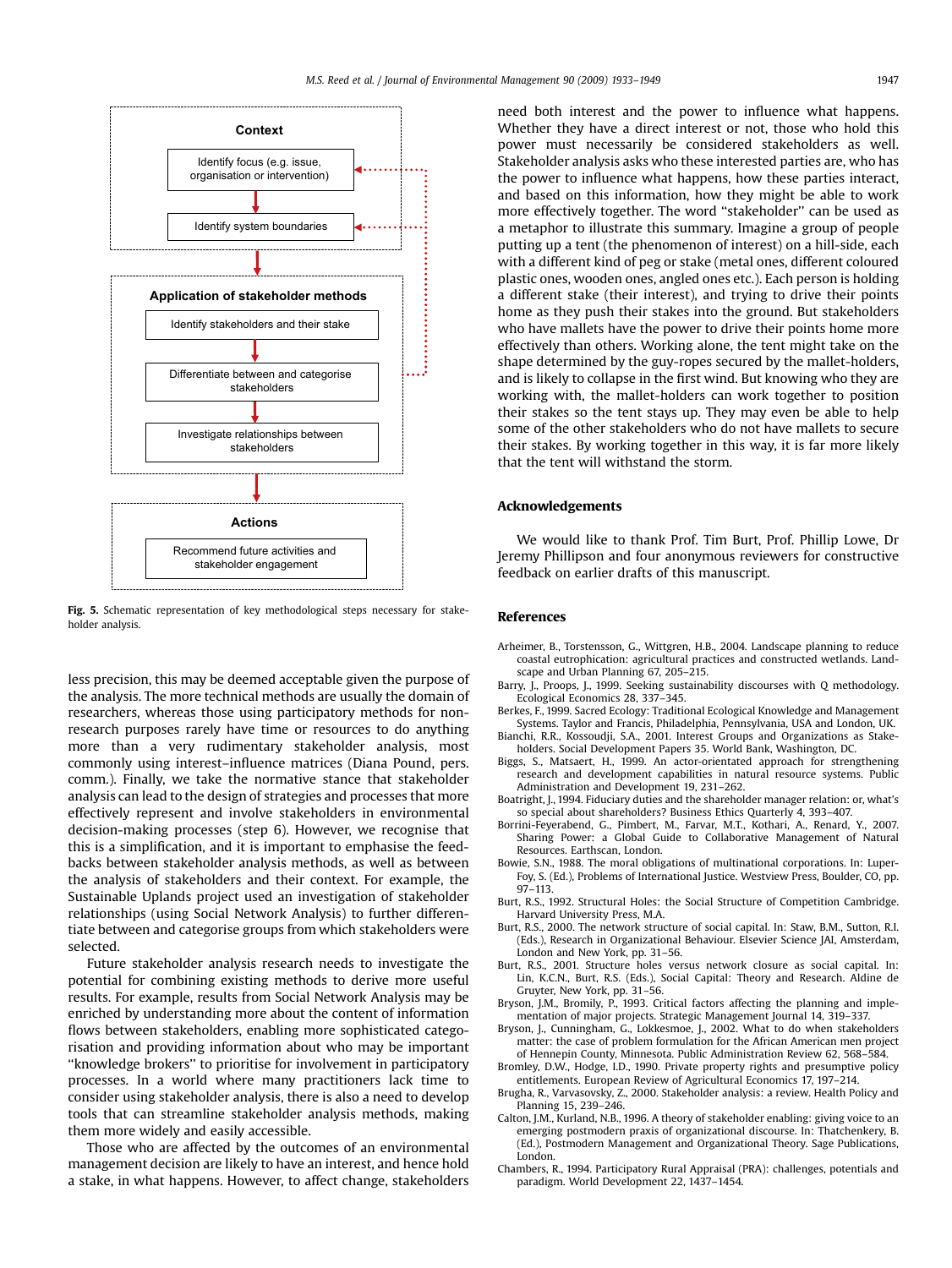Context

Identify focus (e.g. issue, organisation or intervention)

Identify system boundaries

Application of stakeholder methods

Identify stakeholders and their stake

Differentiate between and categorise stakeholders

Investigate relationships between stakeholders

Actions

Recommend future activities and stakeholder engagement

**Fig. 5.** Schematic representation of key methodological steps necessary for stakeholder analysis.

less precision, this may be deemed acceptable given the purpose of the analysis. The more technical methods are usually the domain of researchers, whereas those using participatory methods for non-research purposes rarely have time or resources to do anything more than a very rudimentary stakeholder analysis, most commonly using interest–influence matrices (Diana Pound, pers. comm.). Finally, we take the normative stance that stakeholder analysis can lead to the design of strategies and processes that more effectively represent and involve stakeholders in environmental decision-making processes (step 6). However, we recognise that this is a simplification, and it is important to emphasise the feedbacks between stakeholder analysis methods, as well as between the analysis of stakeholders and their context. For example, the Sustainable Uplands project used an investigation of stakeholder relationships (using Social Network Analysis) to further differentiate between and categorise groups from which stakeholders were selected.

Future stakeholder analysis research needs to investigate the potential for combining existing methods to derive more useful results. For example, results from Social Network Analysis may be enriched by understanding more about the content of information flows between stakeholders, enabling more sophisticated categorisation and providing information about who may be important "knowledge brokers" to prioritise for involvement in participatory processes. In a world where many practitioners lack time to consider using stakeholder analysis, there is also a need to develop tools that can streamline stakeholder analysis methods, making them more widely and easily accessible.

Those who are affected by the outcomes of an environmental management decision are likely to have an interest, and hence hold a stake, in what happens. However, to affect change, stakeholders need both interest and the power to influence what happens. Whether they have a direct interest or not, those who hold this power must necessarily be considered stakeholders as well. Stakeholder analysis asks who these interested parties are, who has the power to influence what happens, how these parties interact, and based on this information, how they might be able to work more effectively together. The word "stakeholder" can be used as a metaphor to illustrate this summary. Imagine a group of people putting up a tent (the phenomenon of interest) on a hill-side, each with a different kind of peg or stake (metal ones, different coloured plastic ones, wooden ones, angled ones etc.). Each person is holding a different stake (their interest), and trying to drive their points home as they push their stakes into the ground. But stakeholders who have mallets have the power to drive their points home more effectively than others. Working alone, the tent might take on the shape determined by the guy-ropes secured by the mallet-holders, and is likely to collapse in the first wind. But knowing who they are working with, the mallet-holders can work together to position their stakes so the tent stays up. They may even be able to help some of the other stakeholders who do not have mallets to secure their stakes. By working together in this way, it is far more likely that the tent will withstand the storm.

## Acknowledgements

We would like to thank Prof. Tim Burt, Prof. Phillip Lowe, Dr Jeremy Phillipson and four anonymous reviewers for constructive feedback on earlier drafts of this manuscript.

## References

Arheimer, B., Torstensson, G., Wittgren, H.B., 2004. Landscape planning to reduce coastal eutrophication: agricultural practices and constructed wetlands. Landscape and Urban Planning 67, 205–215.

Barry, J., Proops, J., 1999. Seeking sustainability discourses with Q methodology. Ecological Economics 28, 337–345.

Berkes, F., 1999. Sacred Ecology: Traditional Ecological Knowledge and Management Systems. Taylor and Francis, Philadelphia, Pennsylvania, USA and London, UK.

Bianchi, R.R., Kossoudji, S.A., 2001. Interest Groups and Organizations as Stakeholders. Social Development Papers 35. World Bank, Washington, DC.

Biggs, S., Matsaert, H., 1999. An actor-orientated approach for strengthening research and development capabilities in natural resource systems. Public Administration and Development 19, 231–262.

Boatright, J., 1994. Fiduciary duties and the shareholder manager relation: or, what's so special about shareholders? Business Ethics Quarterly 4, 393–407.

Borrini-Feyerabend, G., Pimbert, M., Farvar, M.T., Kothari, A., Renard, Y., 2007. Sharing Power: a Global Guide to Collaborative Management of Natural Resources. Earthscan, London.

Bowie, S.N., 1988. The moral obligations of multinational corporations. In: Luper-Foy, S. (Ed.), Problems of International Justice. Westview Press, Boulder, CO, pp. 97–113.

Burt, R.S., 1992. Structural Holes: the Social Structure of Competition Cambridge. Harvard University Press, M.A.

Burt, R.S., 2000. The network structure of social capital. In: Staw, B.M., Sutton, R.I. (Eds.), Research in Organizational Behaviour. Elsevier Science JAI, Amsterdam, London and New York, pp. 31–56.

Burt, R.S., 2001. Structure holes versus network closure as social capital. In: Lin, K.C.N., Burt, R.S. (Eds.), Social Capital: Theory and Research. Aldine de Gruyter, New York, pp. 31–56.

Bryson, J.M., Bromily, P., 1993. Critical factors affecting the planning and implementation of major projects. Strategic Management Journal 14, 319–337.

Bryson, J., Cunningham, G., Lokkesmoe, J., 2002. What to do when stakeholders matter: the case of problem formulation for the African American men project of Hennepin County, Minnesota. Public Administration Review 62, 568–584.

Bromley, D.W., Hodge, I.D., 1990. Private property rights and presumptive policy entitlements. European Review of Agricultural Economics 17, 197–214.

Brugha, R., Varvasovsky, Z., 2000. Stakeholder analysis: a review. Health Policy and Planning 15, 239–246.

Calton, J.M., Kurland, N.B., 1996. A theory of stakeholder enabling: giving voice to an emerging postmodern praxis of organizational discourse. In: Thatchenkery, B. (Ed.), Postmodern Management and Organizational Theory. Sage Publications, London.

Chambers, R., 1994. Participatory Rural Appraisal (PRA): challenges, potentials and paradigm. World Development 22, 1437–1454.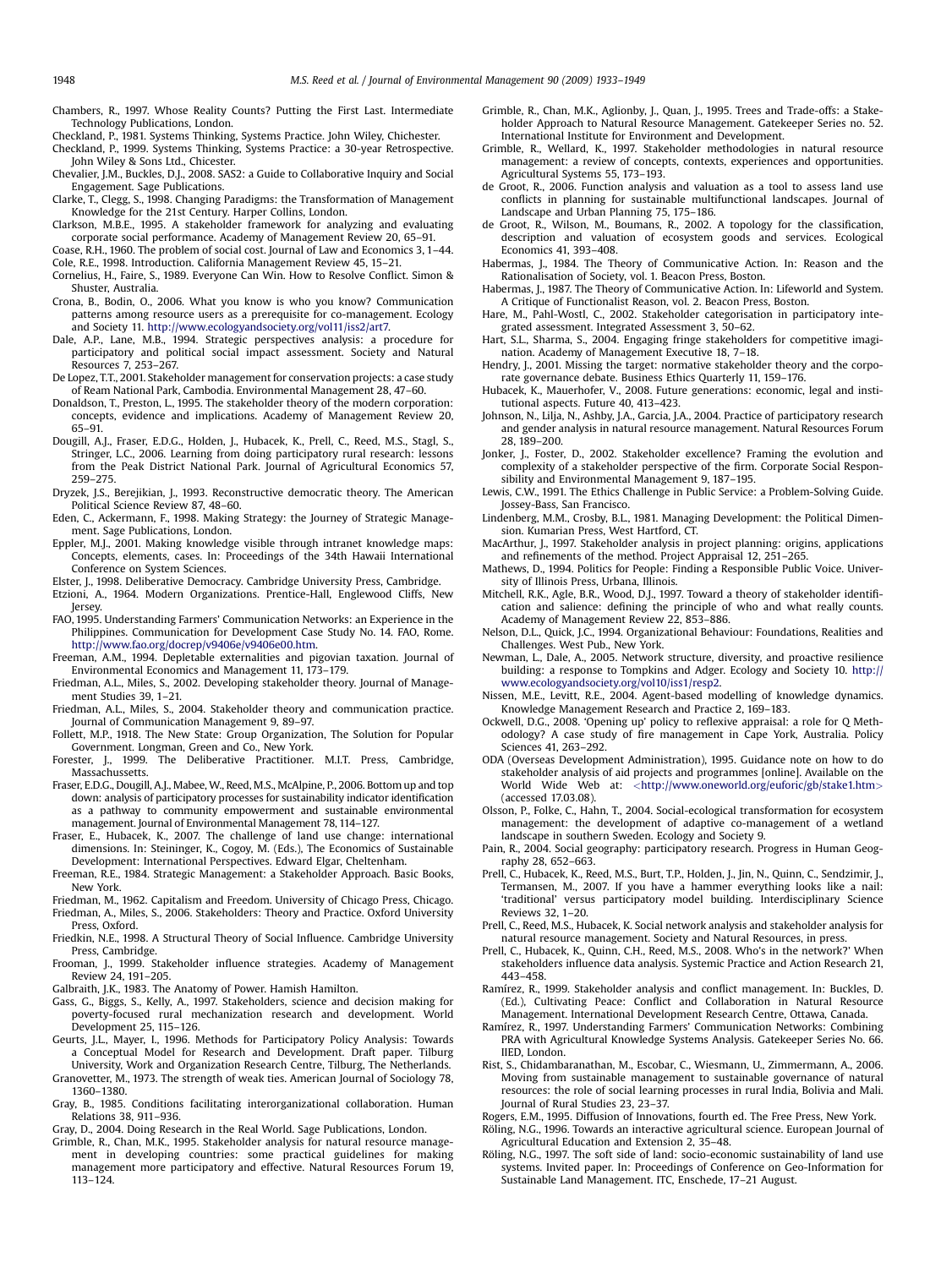Chambers, R., 1997. Whose Reality Counts? Putting the First Last. Intermediate Technology Publications, London.

Checkland, P., 1981. Systems Thinking, Systems Practice. John Wiley, Chichester.

Checkland, P., 1999. Systems Thinking, Systems Practice: a 30-year Retrospective. John Wiley & Sons Ltd., Chicester.

Chevalier, J.M., Buckles, D.J., 2008. SAS2: a Guide to Collaborative Inquiry and Social Engagement. Sage Publications.

Clarke, T., Clegg, S., 1998. Changing Paradigms: the Transformation of Management Knowledge for the 21st Century. Harper Collins, London.

Clarkson, M.B.E., 1995. A stakeholder framework for analyzing and evaluating corporate social performance. Academy of Management Review 20, 65–91.

Coase, R.H., 1960. The problem of social cost. Journal of Law and Economics 3, 1–44.

Cole, R.E., 1998. Introduction. California Management Review 45, 15–21.

Cornelius, H., Faire, S., 1989. Everyone Can Win. How to Resolve Conflict. Simon & Shuster, Australia.

Crona, B., Bodin, O., 2006. What you know is who you know? Communication patterns among resource users as a prerequisite for co-management. Ecology and Society 11. http://www.ecologyandsociety.org/vol11/iss2/art7.

Dale, A.P., Lane, M.B., 1994. Strategic perspectives analysis: a procedure for participatory and political social impact assessment. Society and Natural Resources 7, 253–267.

De Lopez, T.T., 2001. Stakeholder management for conservation projects: a case study of Ream National Park, Cambodia. Environmental Management 28, 47–60.

Donaldson, T., Preston, L., 1995. The stakeholder theory of the modern corporation: concepts, evidence and implications. Academy of Management Review 20, 65–91.

Dougill, A.J., Fraser, E.D.G., Holden, J., Hubacek, K., Prell, C., Reed, M.S., Stagl, S., Stringer, L.C., 2006. Learning from doing participatory rural research: lessons from the Peak District National Park. Journal of Agricultural Economics 57, 259–275.

Dryzek, J.S., Berejikian, J., 1993. Reconstructive democratic theory. The American Political Science Review 87, 48–60.

Eden, C., Ackermann, F., 1998. Making Strategy: the Journey of Strategic Management. Sage Publications, London.

Eppler, M.J., 2001. Making knowledge visible through intranet knowledge maps: Concepts, elements, cases. In: Proceedings of the 34th Hawaii International Conference on System Sciences.

Elster, J., 1998. Deliberative Democracy. Cambridge University Press, Cambridge.

Etzioni, A., 1964. Modern Organizations. Prentice-Hall, Englewood Cliffs, New Jersey.

FAO, 1995. Understanding Farmers' Communication Networks: an Experience in the Philippines. Communication for Development Case Study No. 14. FAO, Rome. http://www.fao.org/docrep/v9406e/v9406e00.htm.

Freeman, A.M., 1994. Depletable externalities and pigovian taxation. Journal of Environmental Economics and Management 11, 173–179.

Friedman, A.L., Miles, S., 2002. Developing stakeholder theory. Journal of Management Studies 39, 1–21.

Friedman, A.L., Miles, S., 2004. Stakeholder theory and communication practice. Journal of Communication Management 9, 89–97.

Follett, M.P., 1918. The New State: Group Organization, The Solution for Popular Government. Longman, Green and Co., New York.

Forester, J., 1999. The Deliberative Practitioner. M.I.T. Press, Cambridge, Massachussetts.

Fraser, E.D.G., Dougill, A.J., Mabee, W., Reed, M.S., McAlpine, P., 2006. Bottom up and top down: analysis of participatory processes for sustainability indicator identification as a pathway to community empowerment and sustainable environmental management. Journal of Environmental Management 78, 114–127.

Fraser, E., Hubacek, K., 2007. The challenge of land use change: international dimensions. In: Steininger, K., Cogoy, M. (Eds.), The Economics of Sustainable Development: International Perspectives. Edward Elgar, Cheltenham.

Freeman, R.E., 1984. Strategic Management: a Stakeholder Approach. Basic Books, New York.

Friedman, M., 1962. Capitalism and Freedom. University of Chicago Press, Chicago.

Friedman, A., Miles, S., 2006. Stakeholders: Theory and Practice. Oxford University Press, Oxford.

Friedkin, N.E., 1998. A Structural Theory of Social Influence. Cambridge University Press, Cambridge.

Frooman, J., 1999. Stakeholder influence strategies. Academy of Management Review 24, 191–205.

Galbraith, J.K., 1983. The Anatomy of Power. Hamish Hamilton.

Gass, G., Biggs, S., Kelly, A., 1997. Stakeholders, science and decision making for poverty-focused rural mechanization research and development. World Development 25, 115–126.

Geurts, J.L., Mayer, I., 1996. Methods for Participatory Policy Analysis: Towards a Conceptual Model for Research and Development. Draft paper. Tilburg University, Work and Organization Research Centre, Tilburg, The Netherlands.

Granovetter, M., 1973. The strength of weak ties. American Journal of Sociology 78, 1360–1380.

Gray, B., 1985. Conditions facilitating interorganizational collaboration. Human Relations 38, 911–936.

Gray, D., 2004. Doing Research in the Real World. Sage Publications, London.

Grimble, R., Chan, M.K., 1995. Stakeholder analysis for natural resource management in developing countries: some practical guidelines for making management more participatory and effective. Natural Resources Forum 19, 113–124.

Grimble, R., Chan, M.K., Aglionby, J., Quan, J., 1995. Trees and Trade-offs: a Stakeholder Approach to Natural Resource Management. Gatekeeper Series no. 52. International Institute for Environment and Development.

Grimble, R., Wellard, K., 1997. Stakeholder methodologies in natural resource management: a review of concepts, contexts, experiences and opportunities. Agricultural Systems 55, 173–193.

de Groot, R., 2006. Function analysis and valuation as a tool to assess land use conflicts in planning for sustainable multifunctional landscapes. Journal of Landscape and Urban Planning 75, 175–186.

de Groot, R., Wilson, M., Boumans, R., 2002. A topology for the classification, description and valuation of ecosystem goods and services. Ecological Economics 41, 393–408.

Habermas, J., 1984. The Theory of Communicative Action. In: Reason and the Rationalisation of Society, vol. 1. Beacon Press, Boston.

Habermas, J., 1987. The Theory of Communicative Action. In: Lifeworld and System. A Critique of Functionalist Reason, vol. 2. Beacon Press, Boston.

Hare, M., Pahl-Wostl, C., 2002. Stakeholder categorisation in participatory integrated assessment. Integrated Assessment 3, 50–62.

Hart, S.L., Sharma, S., 2004. Engaging fringe stakeholders for competitive imagination. Academy of Management Executive 18, 7–18.

Hendry, J., 2001. Missing the target: normative stakeholder theory and the corporate governance debate. Business Ethics Quarterly 11, 159–176.

Hubacek, K., Mauerhofer, V., 2008. Future generations: economic, legal and institutional aspects. Future 40, 413–423.

Johnson, N., Lilja, N., Ashby, J.A., Garcia, J.A., 2004. Practice of participatory research and gender analysis in natural resource management. Natural Resources Forum 28, 189–200.

Jonker, J., Foster, D., 2002. Stakeholder excellence? Framing the evolution and complexity of a stakeholder perspective of the firm. Corporate Social Responsibility and Environmental Management 9, 187–195.

Lewis, C.W., 1991. The Ethics Challenge in Public Service: a Problem-Solving Guide. Jossey-Bass, San Francisco.

Lindenberg, M.M., Crosby, B.L., 1981. Managing Development: the Political Dimension. Kumarian Press, West Hartford, CT.

MacArthur, J., 1997. Stakeholder analysis in project planning: origins, applications and refinements of the method. Project Appraisal 12, 251–265.

Mathews, D., 1994. Politics for People: Finding a Responsible Public Voice. University of Illinois Press, Urbana, Illinois.

Mitchell, R.K., Agle, B.R., Wood, D.J., 1997. Toward a theory of stakeholder identification and salience: defining the principle of who and what really counts. Academy of Management Review 22, 853–886.

Nelson, D.L., Quick, J.C., 1994. Organizational Behaviour: Foundations, Realities and Challenges. West Pub., New York.

Newman, L., Dale, A., 2005. Network structure, diversity, and proactive resilience building: a response to Tompkins and Adger. Ecology and Society 10. http://www.ecologyandsociety.org/vol10/iss1/resp2.

Nissen, M.E., Levitt, R.E., 2004. Agent-based modelling of knowledge dynamics. Knowledge Management Research and Practice 2, 169–183.

Ockwell, D.G., 2008. 'Opening up' policy to reflexive appraisal: a role for Q Methodology? A case study of fire management in Cape York, Australia. Policy Sciences 41, 263–292.

ODA (Overseas Development Administration), 1995. Guidance note on how to do stakeholder analysis of aid projects and programmes [online]. Available on the World Wide Web at: <http://www.oneworld.org/euforic/gb/stake1.htm> (accessed 17.03.08).

Olsson, P., Folke, C., Hahn, T., 2004. Social-ecological transformation for ecosystem management: the development of adaptive co-management of a wetland landscape in southern Sweden. Ecology and Society 9.

Pain, R., 2004. Social geography: participatory research. Progress in Human Geography 28, 652–663.

Prell, C., Hubacek, K., Reed, M.S., Burt, T.P., Holden, J., Jin, N., Quinn, C., Sendzimir, J., Termansen, M., 2007. If you have a hammer everything looks like a nail: 'traditional' versus participatory model building. Interdisciplinary Science Reviews 32, 1–20.

Prell, C., Reed, M.S., Hubacek, K. Social network analysis and stakeholder analysis for natural resource management. Society and Natural Resources, in press.

Prell, C., Hubacek, K., Quinn, C.H., Reed, M.S., 2008. Who's in the network?' When stakeholders influence data analysis. Systemic Practice and Action Research 21, 443–458.

Ramírez, R., 1999. Stakeholder analysis and conflict management. In: Buckles, D. (Ed.), Cultivating Peace: Conflict and Collaboration in Natural Resource Management. International Development Research Centre, Ottawa, Canada.

Ramírez, R., 1997. Understanding Farmers' Communication Networks: Combining PRA with Agricultural Knowledge Systems Analysis. Gatekeeper Series No. 66. IIED, London.

Rist, S., Chidambaranathan, M., Escobar, C., Wiesmann, U., Zimmermann, A., 2006. Moving from sustainable management to sustainable governance of natural resources: the role of social learning processes in rural India, Bolivia and Mali. Journal of Rural Studies 23, 23–37.

Rogers, E.M., 1995. Diffusion of Innovations, fourth ed. The Free Press, New York.

Röling, N.G., 1996. Towards an interactive agricultural science. European Journal of Agricultural Education and Extension 2, 35–48.

Röling, N.G., 1997. The soft side of land: socio-economic sustainability of land use systems. Invited paper. In: Proceedings of Conference on Geo-Information for Sustainable Land Management. ITC, Enschede, 17–21 August.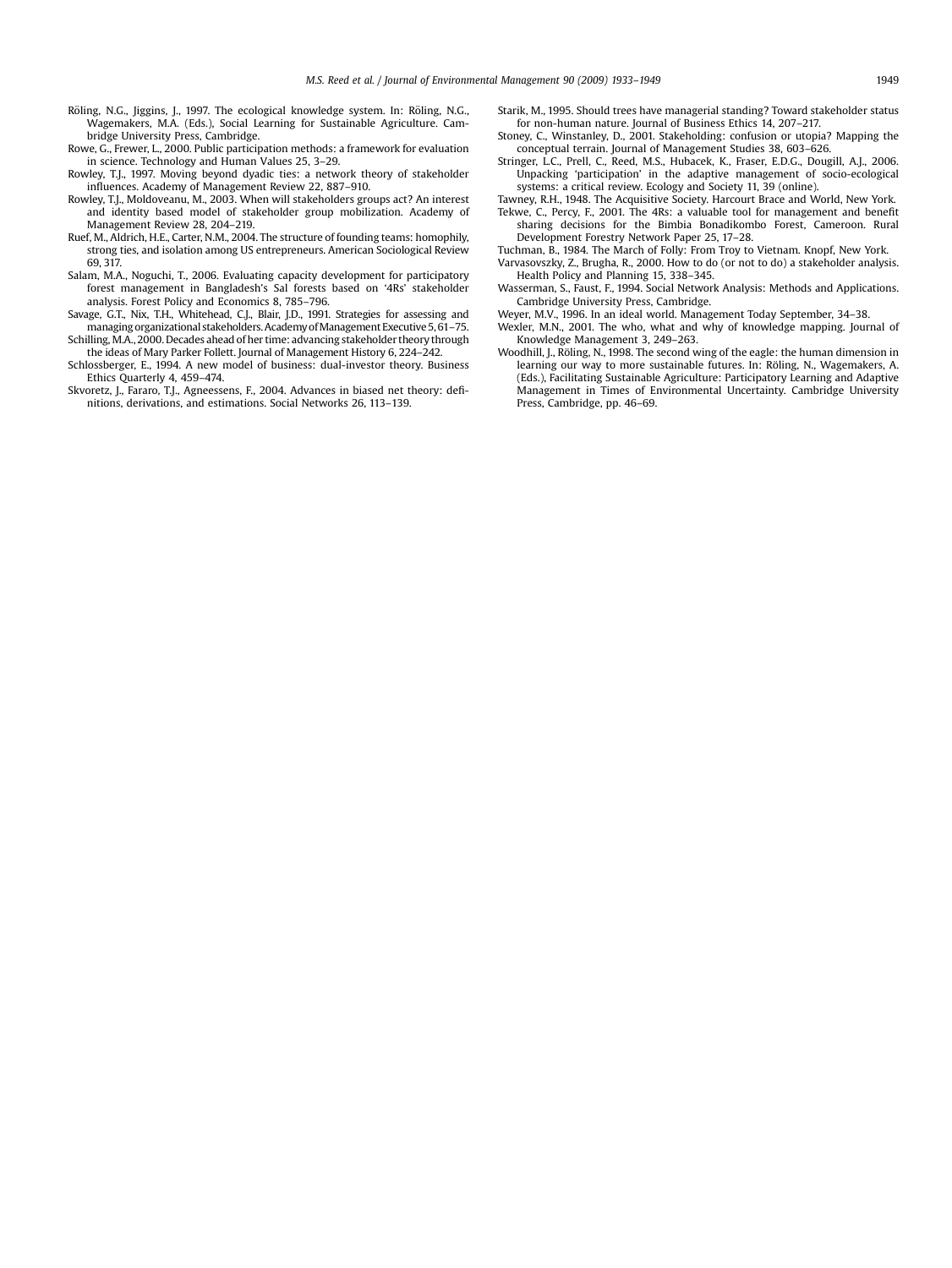Röling, N.G., Jiggins, J., 1997. The ecological knowledge system. In: Röling, N.G., Wagemakers, M.A. (Eds.), Social Learning for Sustainable Agriculture. Cambridge University Press, Cambridge.

Rowe, G., Frewer, L., 2000. Public participation methods: a framework for evaluation in science. Technology and Human Values 25, 3–29.

Rowley, T.J., 1997. Moving beyond dyadic ties: a network theory of stakeholder influences. Academy of Management Review 22, 887–910.

Rowley, T.J., Moldoveanu, M., 2003. When will stakeholders groups act? An interest and identity based model of stakeholder group mobilization. Academy of Management Review 28, 204–219.

Ruef, M., Aldrich, H.E., Carter, N.M., 2004. The structure of founding teams: homophily, strong ties, and isolation among US entrepreneurs. American Sociological Review 69, 317.

Salam, M.A., Noguchi, T., 2006. Evaluating capacity development for participatory forest management in Bangladesh's Sal forests based on '4Rs' stakeholder analysis. Forest Policy and Economics 8, 785–796.

Savage, G.T., Nix, T.H., Whitehead, C.J., Blair, J.D., 1991. Strategies for assessing and managing organizational stakeholders. Academy of Management Executive 5, 61–75.

Schilling, M.A., 2000. Decades ahead of her time: advancing stakeholder theory through the ideas of Mary Parker Follett. Journal of Management History 6, 224–242.

Schlossberger, E., 1994. A new model of business: dual-investor theory. Business Ethics Quarterly 4, 459–474.

Skvoretz, J., Fararo, T.J., Agneessens, F., 2004. Advances in biased net theory: definitions, derivations, and estimations. Social Networks 26, 113–139.

Starik, M., 1995. Should trees have managerial standing? Toward stakeholder status for non-human nature. Journal of Business Ethics 14, 207–217.

Stoney, C., Winstanley, D., 2001. Stakeholding: confusion or utopia? Mapping the conceptual terrain. Journal of Management Studies 38, 603–626.

Stringer, L.C., Prell, C., Reed, M.S., Hubacek, K., Fraser, E.D.G., Dougill, A.J., 2006. Unpacking 'participation' in the adaptive management of socio-ecological systems: a critical review. Ecology and Society 11, 39 (online).

Tawney, R.H., 1948. The Acquisitive Society. Harcourt Brace and World, New York.

Tekwe, C., Percy, F., 2001. The 4Rs: a valuable tool for management and benefit sharing decisions for the Bimbia Bonadikombo Forest, Cameroon. Rural Development Forestry Network Paper 25, 17–28.

Tuchman, B., 1984. The March of Folly: From Troy to Vietnam. Knopf, New York.

Varvasovszky, Z., Brugha, R., 2000. How to do (or not to do) a stakeholder analysis. Health Policy and Planning 15, 338–345.

Wasserman, S., Faust, F., 1994. Social Network Analysis: Methods and Applications. Cambridge University Press, Cambridge.

Weyer, M.V., 1996. In an ideal world. Management Today September, 34–38.

Wexler, M.N., 2001. The who, what and why of knowledge mapping. Journal of Knowledge Management 3, 249–263.

Woodhill, J., Röling, N., 1998. The second wing of the eagle: the human dimension in learning our way to more sustainable futures. In: Röling, N., Wagemakers, A. (Eds.), Facilitating Sustainable Agriculture: Participatory Learning and Adaptive Management in Times of Environmental Uncertainty. Cambridge University Press, Cambridge, pp. 46–69.